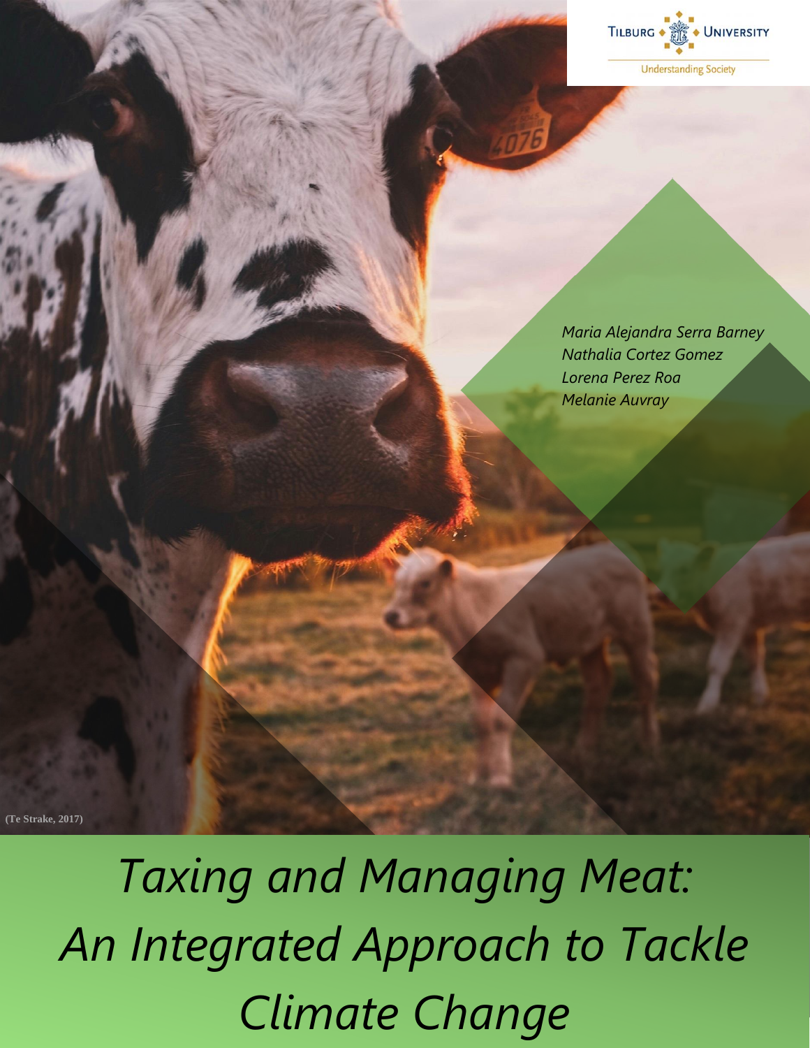# Taxing and Managing Meat: An Integrated Approach to Tackle Climate Change

*Maria Alejandra Serra Barney*
*Nathalia Cortez Gomez*
*Lorena Perez Roa*
*Melanie Auvray*

(Te Strake, 2017)

Tilburg University
Understanding Society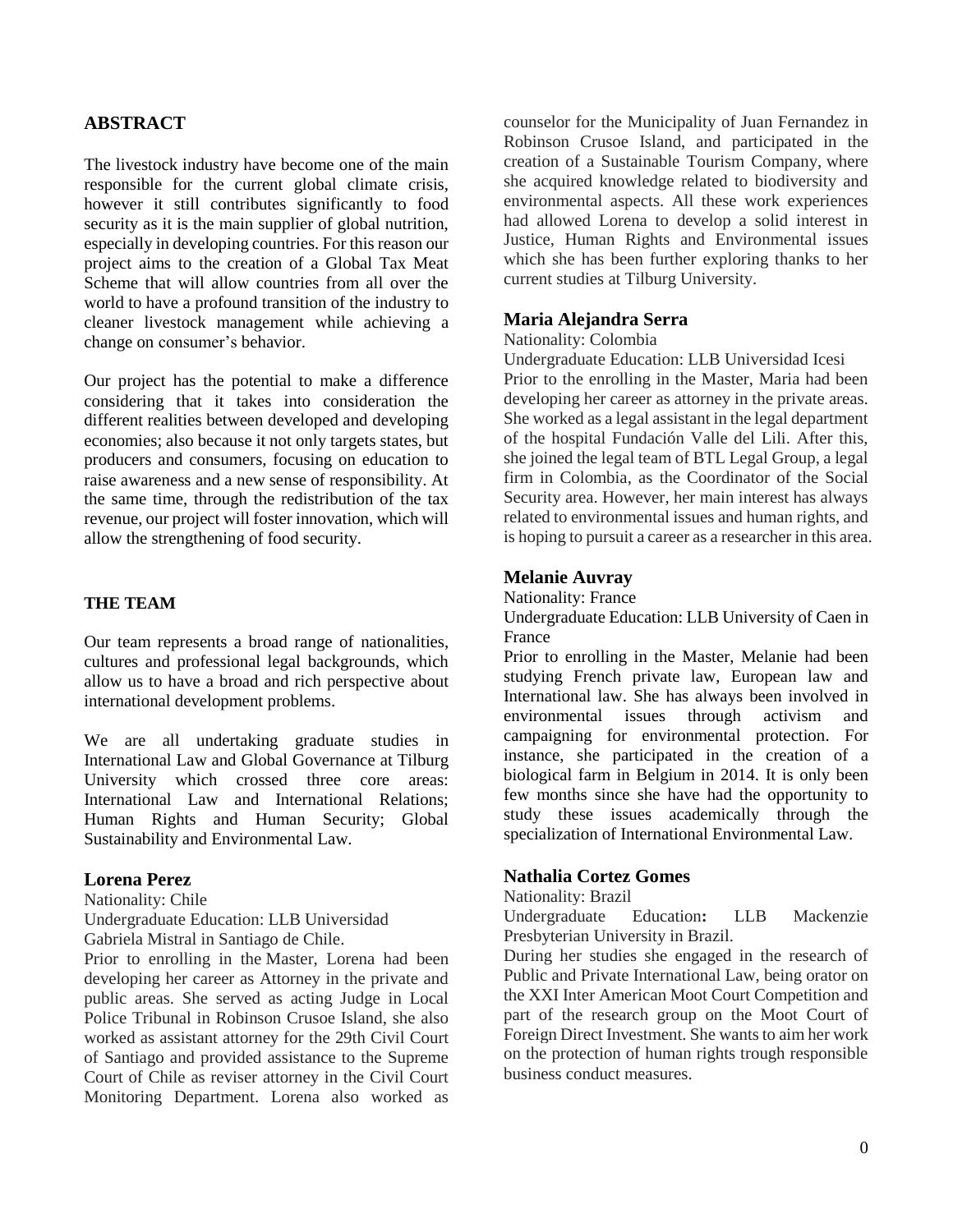## ABSTRACT

The livestock industry have become one of the main responsible for the current global climate crisis, however it still contributes significantly to food security as it is the main supplier of global nutrition, especially in developing countries. For this reason our project aims to the creation of a Global Tax Meat Scheme that will allow countries from all over the world to have a profound transition of the industry to cleaner livestock management while achieving a change on consumer's behavior.

Our project has the potential to make a difference considering that it takes into consideration the different realities between developed and developing economies; also because it not only targets states, but producers and consumers, focusing on education to raise awareness and a new sense of responsibility. At the same time, through the redistribution of the tax revenue, our project will foster innovation, which will allow the strengthening of food security.

## THE TEAM

Our team represents a broad range of nationalities, cultures and professional legal backgrounds, which allow us to have a broad and rich perspective about international development problems.

We are all undertaking graduate studies in International Law and Global Governance at Tilburg University which crossed three core areas: International Law and International Relations; Human Rights and Human Security; Global Sustainability and Environmental Law.

### Lorena Perez

Nationality: Chile

Undergraduate Education: LLB Universidad Gabriela Mistral in Santiago de Chile.

Prior to enrolling in the Master, Lorena had been developing her career as Attorney in the private and public areas. She served as acting Judge in Local Police Tribunal in Robinson Crusoe Island, she also worked as assistant attorney for the 29th Civil Court of Santiago and provided assistance to the Supreme Court of Chile as reviser attorney in the Civil Court Monitoring Department. Lorena also worked as counselor for the Municipality of Juan Fernandez in Robinson Crusoe Island, and participated in the creation of a Sustainable Tourism Company, where she acquired knowledge related to biodiversity and environmental aspects. All these work experiences had allowed Lorena to develop a solid interest in Justice, Human Rights and Environmental issues which she has been further exploring thanks to her current studies at Tilburg University.

### Maria Alejandra Serra

Nationality: Colombia

Undergraduate Education: LLB Universidad Icesi

Prior to the enrolling in the Master, Maria had been developing her career as attorney in the private areas. She worked as a legal assistant in the legal department of the hospital Fundación Valle del Lili. After this, she joined the legal team of BTL Legal Group, a legal firm in Colombia, as the Coordinator of the Social Security area. However, her main interest has always related to environmental issues and human rights, and is hoping to pursuit a career as a researcher in this area.

### Melanie Auvray

Nationality: France

Undergraduate Education: LLB University of Caen in France

Prior to enrolling in the Master, Melanie had been studying French private law, European law and International law. She has always been involved in environmental issues through activism and campaigning for environmental protection. For instance, she participated in the creation of a biological farm in Belgium in 2014. It is only been few months since she have had the opportunity to study these issues academically through the specialization of International Environmental Law.

### Nathalia Cortez Gomes

Nationality: Brazil

Undergraduate Education**:** LLB Mackenzie Presbyterian University in Brazil.

During her studies she engaged in the research of Public and Private International Law, being orator on the XXI Inter American Moot Court Competition and part of the research group on the Moot Court of Foreign Direct Investment. She wants to aim her work on the protection of human rights trough responsible business conduct measures.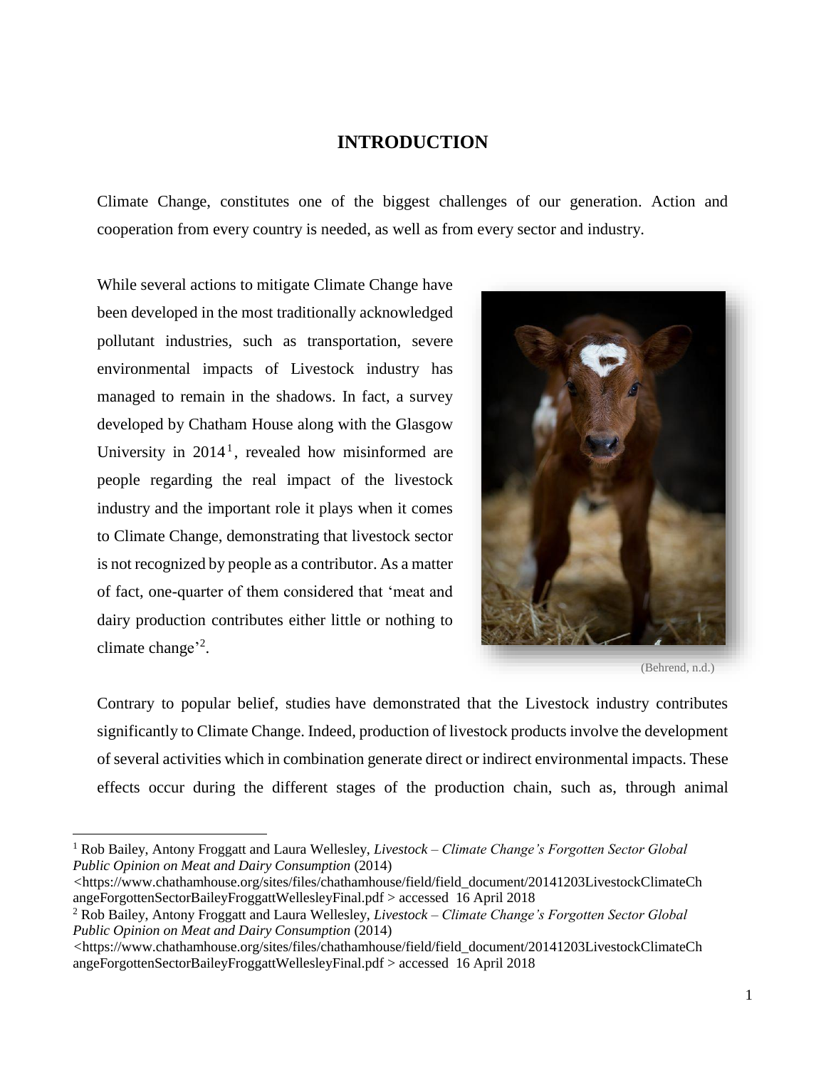# INTRODUCTION

Climate Change, constitutes one of the biggest challenges of our generation. Action and cooperation from every country is needed, as well as from every sector and industry.

While several actions to mitigate Climate Change have been developed in the most traditionally acknowledged pollutant industries, such as transportation, severe environmental impacts of Livestock industry has managed to remain in the shadows. In fact, a survey developed by Chatham House along with the Glasgow University in 2014[1], revealed how misinformed are people regarding the real impact of the livestock industry and the important role it plays when it comes to Climate Change, demonstrating that livestock sector is not recognized by people as a contributor. As a matter of fact, one-quarter of them considered that 'meat and dairy production contributes either little or nothing to climate change'[2].

(Behrend, n.d.)

Contrary to popular belief, studies have demonstrated that the Livestock industry contributes significantly to Climate Change. Indeed, production of livestock products involve the development of several activities which in combination generate direct or indirect environmental impacts. These effects occur during the different stages of the production chain, such as, through animal

---

[1] Rob Bailey, Antony Froggatt and Laura Wellesley, *Livestock – Climate Change's Forgotten Sector Global Public Opinion on Meat and Dairy Consumption* (2014) <https://www.chathamhouse.org/sites/files/chathamhouse/field/field_document/20141203LivestockClimateChangeForgottenSectorBaileyFroggattWellesleyFinal.pdf > accessed 16 April 2018

[2] Rob Bailey, Antony Froggatt and Laura Wellesley, *Livestock – Climate Change's Forgotten Sector Global Public Opinion on Meat and Dairy Consumption* (2014) <https://www.chathamhouse.org/sites/files/chathamhouse/field/field_document/20141203LivestockClimateChangeForgottenSectorBaileyFroggattWellesleyFinal.pdf > accessed 16 April 2018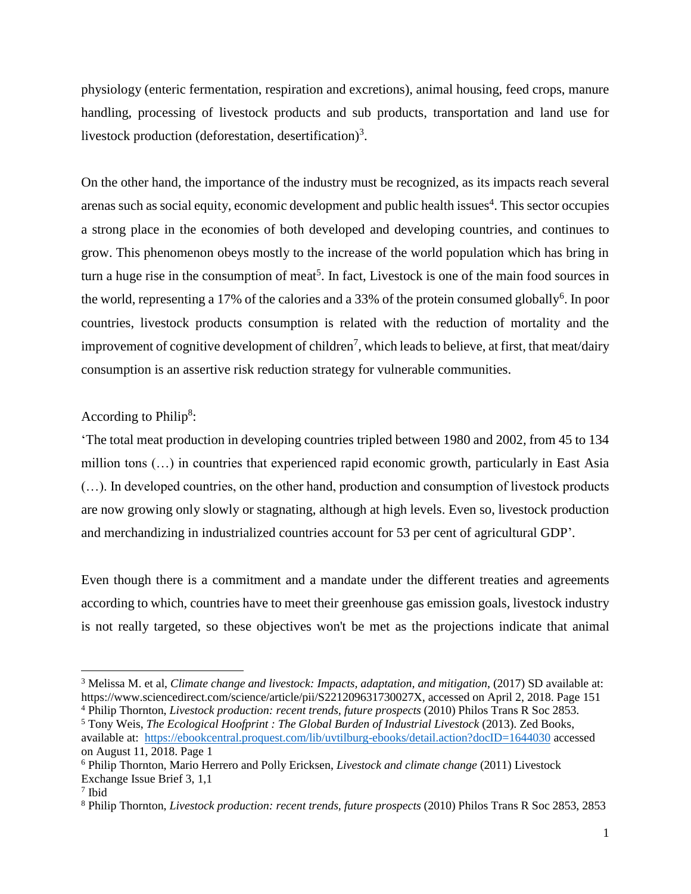physiology (enteric fermentation, respiration and excretions), animal housing, feed crops, manure handling, processing of livestock products and sub products, transportation and land use for livestock production (deforestation, desertification)[3].

On the other hand, the importance of the industry must be recognized, as its impacts reach several arenas such as social equity, economic development and public health issues[4]. This sector occupies a strong place in the economies of both developed and developing countries, and continues to grow. This phenomenon obeys mostly to the increase of the world population which has bring in turn a huge rise in the consumption of meat[5]. In fact, Livestock is one of the main food sources in the world, representing a 17% of the calories and a 33% of the protein consumed globally[6]. In poor countries, livestock products consumption is related with the reduction of mortality and the improvement of cognitive development of children[7], which leads to believe, at first, that meat/dairy consumption is an assertive risk reduction strategy for vulnerable communities.

According to Philip[8]:

'The total meat production in developing countries tripled between 1980 and 2002, from 45 to 134 million tons (…) in countries that experienced rapid economic growth, particularly in East Asia (…). In developed countries, on the other hand, production and consumption of livestock products are now growing only slowly or stagnating, although at high levels. Even so, livestock production and merchandizing in industrialized countries account for 53 per cent of agricultural GDP'.

Even though there is a commitment and a mandate under the different treaties and agreements according to which, countries have to meet their greenhouse gas emission goals, livestock industry is not really targeted, so these objectives won't be met as the projections indicate that animal

---

[3] Melissa M. et al, *Climate change and livestock: Impacts, adaptation, and mitigation*, (2017) SD available at: https://www.sciencedirect.com/science/article/pii/S221209631730027X, accessed on April 2, 2018. Page 151

[4] Philip Thornton, *Livestock production: recent trends, future prospects* (2010) Philos Trans R Soc 2853.

[5] Tony Weis, *The Ecological Hoofprint : The Global Burden of Industrial Livestock* (2013). Zed Books, available at: https://ebookcentral.proquest.com/lib/uvtilburg-ebooks/detail.action?docID=1644030 accessed on August 11, 2018. Page 1

[6] Philip Thornton, Mario Herrero and Polly Ericksen, *Livestock and climate change* (2011) Livestock Exchange Issue Brief 3, 1,1

[7] Ibid

[8] Philip Thornton, *Livestock production: recent trends, future prospects* (2010) Philos Trans R Soc 2853, 2853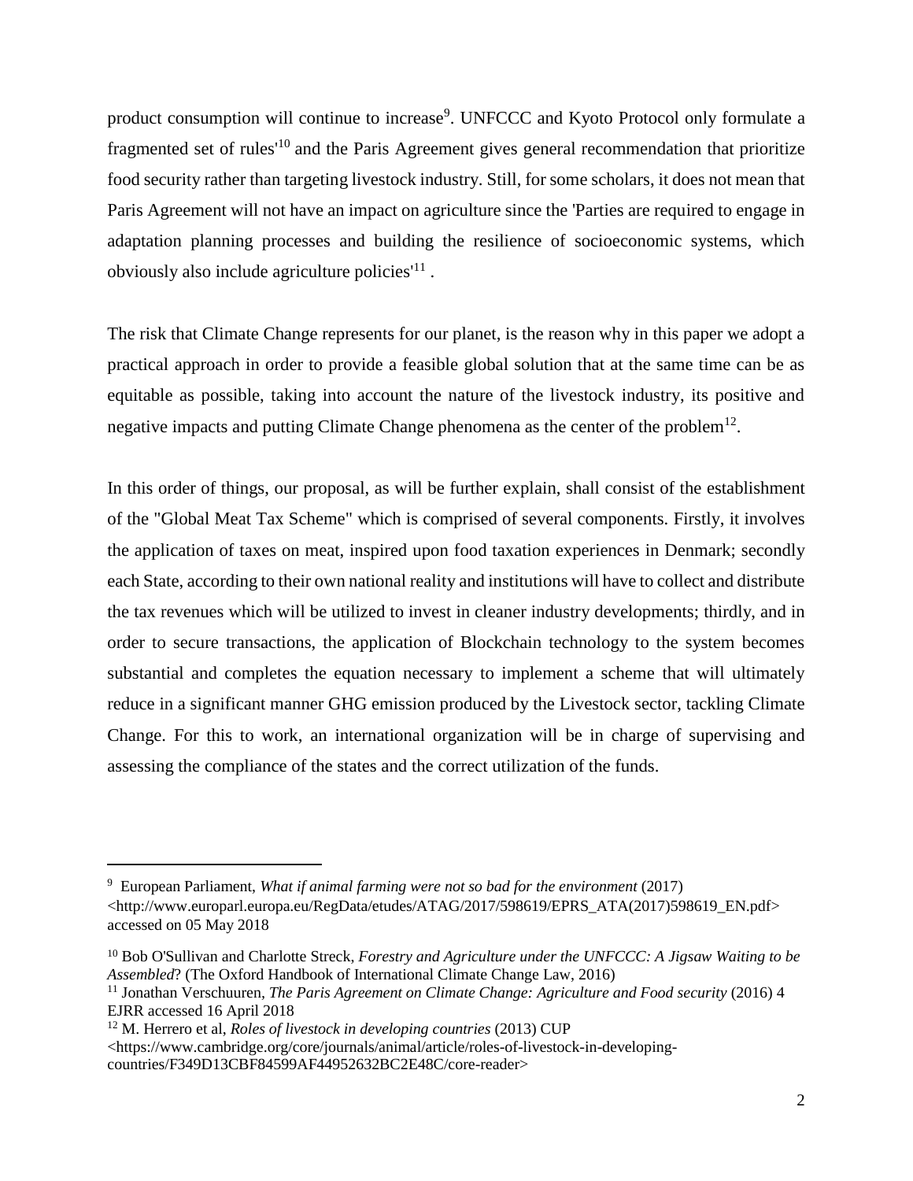product consumption will continue to increase[9]. UNFCCC and Kyoto Protocol only formulate a fragmented set of rules'[10] and the Paris Agreement gives general recommendation that prioritize food security rather than targeting livestock industry. Still, for some scholars, it does not mean that Paris Agreement will not have an impact on agriculture since the 'Parties are required to engage in adaptation planning processes and building the resilience of socioeconomic systems, which obviously also include agriculture policies'[11] .

The risk that Climate Change represents for our planet, is the reason why in this paper we adopt a practical approach in order to provide a feasible global solution that at the same time can be as equitable as possible, taking into account the nature of the livestock industry, its positive and negative impacts and putting Climate Change phenomena as the center of the problem[12].

In this order of things, our proposal, as will be further explain, shall consist of the establishment of the "Global Meat Tax Scheme" which is comprised of several components. Firstly, it involves the application of taxes on meat, inspired upon food taxation experiences in Denmark; secondly each State, according to their own national reality and institutions will have to collect and distribute the tax revenues which will be utilized to invest in cleaner industry developments; thirdly, and in order to secure transactions, the application of Blockchain technology to the system becomes substantial and completes the equation necessary to implement a scheme that will ultimately reduce in a significant manner GHG emission produced by the Livestock sector, tackling Climate Change. For this to work, an international organization will be in charge of supervising and assessing the compliance of the states and the correct utilization of the funds.

---

[9] European Parliament, *What if animal farming were not so bad for the environment* (2017) <http://www.europarl.europa.eu/RegData/etudes/ATAG/2017/598619/EPRS_ATA(2017)598619_EN.pdf> accessed on 05 May 2018

[10] Bob O'Sullivan and Charlotte Streck, *Forestry and Agriculture under the UNFCCC: A Jigsaw Waiting to be Assembled*? (The Oxford Handbook of International Climate Change Law, 2016)

[11] Jonathan Verschuuren, *The Paris Agreement on Climate Change: Agriculture and Food security* (2016) 4 EJRR accessed 16 April 2018

[12] M. Herrero et al, *Roles of livestock in developing countries* (2013) CUP <https://www.cambridge.org/core/journals/animal/article/roles-of-livestock-in-developing-countries/F349D13CBF84599AF44952632BC2E48C/core-reader>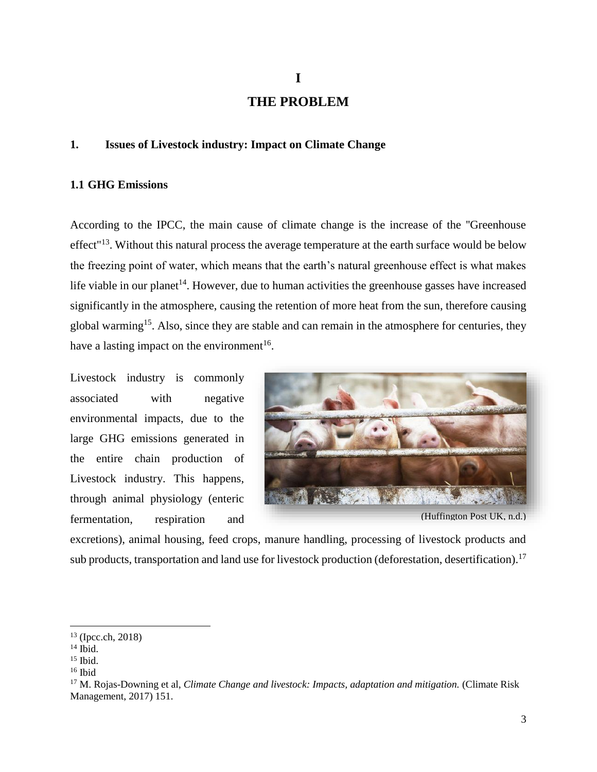# I

# THE PROBLEM

## 1. Issues of Livestock industry: Impact on Climate Change

### 1.1 GHG Emissions

According to the IPCC, the main cause of climate change is the increase of the "Greenhouse effect"[13]. Without this natural process the average temperature at the earth surface would be below the freezing point of water, which means that the earth's natural greenhouse effect is what makes life viable in our planet[14]. However, due to human activities the greenhouse gasses have increased significantly in the atmosphere, causing the retention of more heat from the sun, therefore causing global warming[15]. Also, since they are stable and can remain in the atmosphere for centuries, they have a lasting impact on the environment[16].

Livestock industry is commonly associated with negative environmental impacts, due to the large GHG emissions generated in the entire chain production of Livestock industry. This happens, through animal physiology (enteric fermentation, respiration and excretions), animal housing, feed crops, manure handling, processing of livestock products and sub products, transportation and land use for livestock production (deforestation, desertification).[17]

(Huffington Post UK, n.d.)

---

[13] (Ipcc.ch, 2018)
[14] Ibid.
[15] Ibid.
[16] Ibid
[17] M. Rojas-Downing et al, *Climate Change and livestock: Impacts, adaptation and mitigation.* (Climate Risk Management, 2017) 151.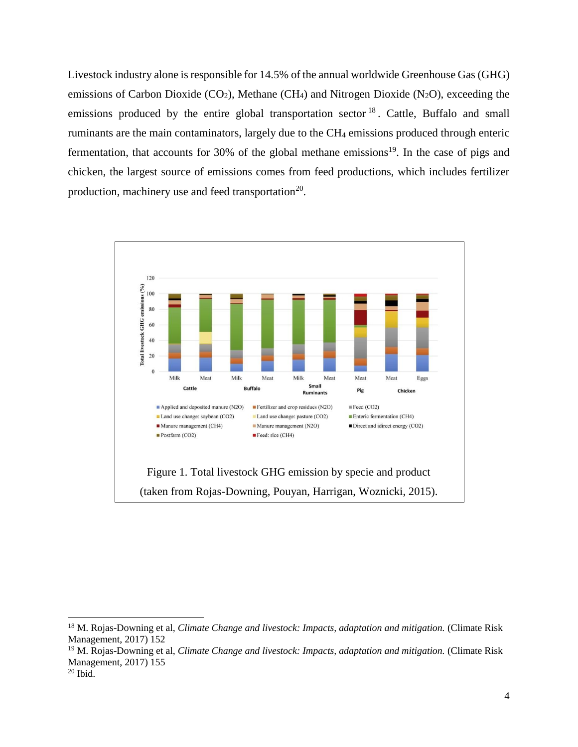Livestock industry alone is responsible for 14.5% of the annual worldwide Greenhouse Gas (GHG) emissions of Carbon Dioxide ($CO_2$), Methane ($CH_4$) and Nitrogen Dioxide ($N_2O$), exceeding the emissions produced by the entire global transportation sector [18]. Cattle, Buffalo and small ruminants are the main contaminators, largely due to the $CH_4$ emissions produced through enteric fermentation, that accounts for 30% of the global methane emissions[19]. In the case of pigs and chicken, the largest source of emissions comes from feed productions, which includes fertilizer production, machinery use and feed transportation[20].

Figure 1. Total livestock GHG emission by specie and product (taken from Rojas-Downing, Pouyan, Harrigan, Woznicki, 2015).

[18] M. Rojas-Downing et al, *Climate Change and livestock: Impacts, adaptation and mitigation.* (Climate Risk Management, 2017) 152

[19] M. Rojas-Downing et al, *Climate Change and livestock: Impacts, adaptation and mitigation.* (Climate Risk Management, 2017) 155

[20] Ibid.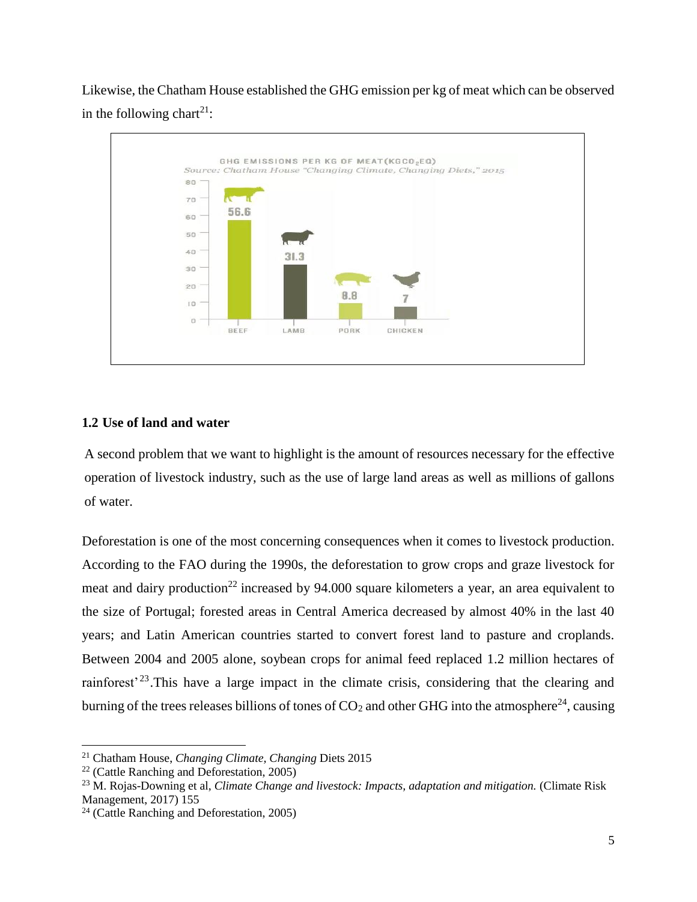Likewise, the Chatham House established the GHG emission per kg of meat which can be observed in the following chart[21]:

GHG EMISSIONS PER KG OF MEAT($KGCO_2EQ$)

Source: Chatham House "Changing Climate, Changing Diets," 2015

| BEEF | LAMB | PORK | CHICKEN |
|---|---|---|---|
| 56.6 | 31.3 | 8.8 | 7 |

### 1.2 Use of land and water

A second problem that we want to highlight is the amount of resources necessary for the effective operation of livestock industry, such as the use of large land areas as well as millions of gallons of water.

Deforestation is one of the most concerning consequences when it comes to livestock production. According to the FAO during the 1990s, the deforestation to grow crops and graze livestock for meat and dairy production[22] increased by 94.000 square kilometers a year, an area equivalent to the size of Portugal; forested areas in Central America decreased by almost 40% in the last 40 years; and Latin American countries started to convert forest land to pasture and croplands. Between 2004 and 2005 alone, soybean crops for animal feed replaced 1.2 million hectares of rainforest'[23].This have a large impact in the climate crisis, considering that the clearing and burning of the trees releases billions of tones of $CO_2$ and other GHG into the atmosphere[24], causing

---

[21] Chatham House, *Changing Climate, Changing* Diets 2015

[22] (Cattle Ranching and Deforestation, 2005)

[23] M. Rojas-Downing et al, *Climate Change and livestock: Impacts, adaptation and mitigation.* (Climate Risk Management, 2017) 155

[24] (Cattle Ranching and Deforestation, 2005)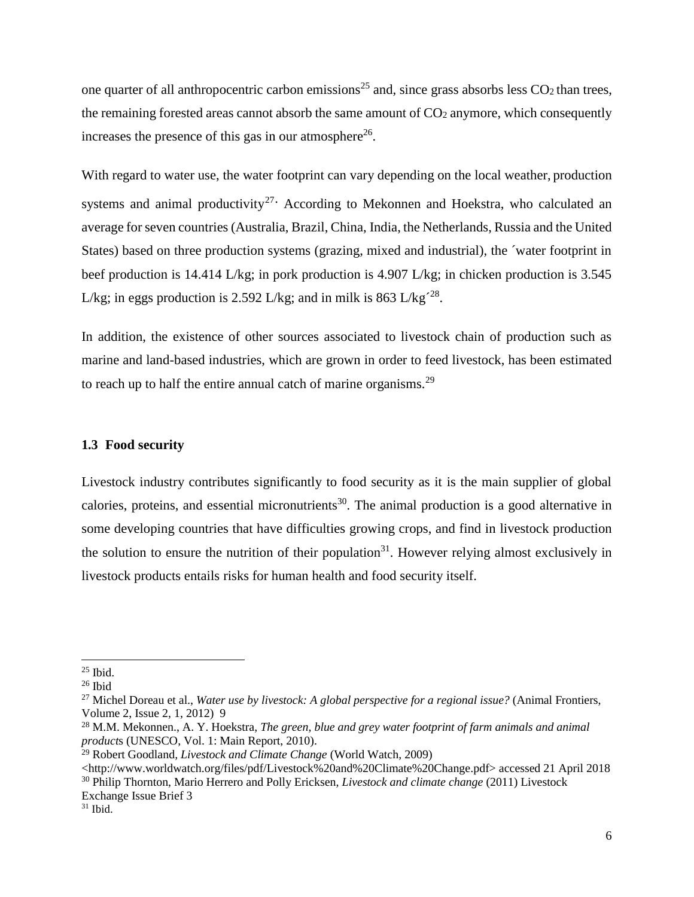one quarter of all anthropocentric carbon emissions[25] and, since grass absorbs less $CO_2$ than trees, the remaining forested areas cannot absorb the same amount of $CO_2$ anymore, which consequently increases the presence of this gas in our atmosphere[26].

With regard to water use, the water footprint can vary depending on the local weather, production systems and animal productivity[27]. According to Mekonnen and Hoekstra, who calculated an average for seven countries (Australia, Brazil, China, India, the Netherlands, Russia and the United States) based on three production systems (grazing, mixed and industrial), the ´water footprint in beef production is 14.414 L/kg; in pork production is 4.907 L/kg; in chicken production is 3.545 L/kg; in eggs production is 2.592 L/kg; and in milk is 863 L/kg´[28].

In addition, the existence of other sources associated to livestock chain of production such as marine and land-based industries, which are grown in order to feed livestock, has been estimated to reach up to half the entire annual catch of marine organisms.[29]

### 1.3 Food security

Livestock industry contributes significantly to food security as it is the main supplier of global calories, proteins, and essential micronutrients[30]. The animal production is a good alternative in some developing countries that have difficulties growing crops, and find in livestock production the solution to ensure the nutrition of their population[31]. However relying almost exclusively in livestock products entails risks for human health and food security itself.

---

[25] Ibid.

[26] Ibid

[27] Michel Doreau et al., *Water use by livestock: A global perspective for a regional issue?* (Animal Frontiers, Volume 2, Issue 2, 1, 2012) 9

[28] M.M. Mekonnen., A. Y. Hoekstra, *The green, blue and grey water footprint of farm animals and animal products* (UNESCO, Vol. 1: Main Report, 2010).

[29] Robert Goodland, *Livestock and Climate Change* (World Watch, 2009) <http://www.worldwatch.org/files/pdf/Livestock%20and%20Climate%20Change.pdf> accessed 21 April 2018

[30] Philip Thornton, Mario Herrero and Polly Ericksen, *Livestock and climate change* (2011) Livestock Exchange Issue Brief 3

[31] Ibid.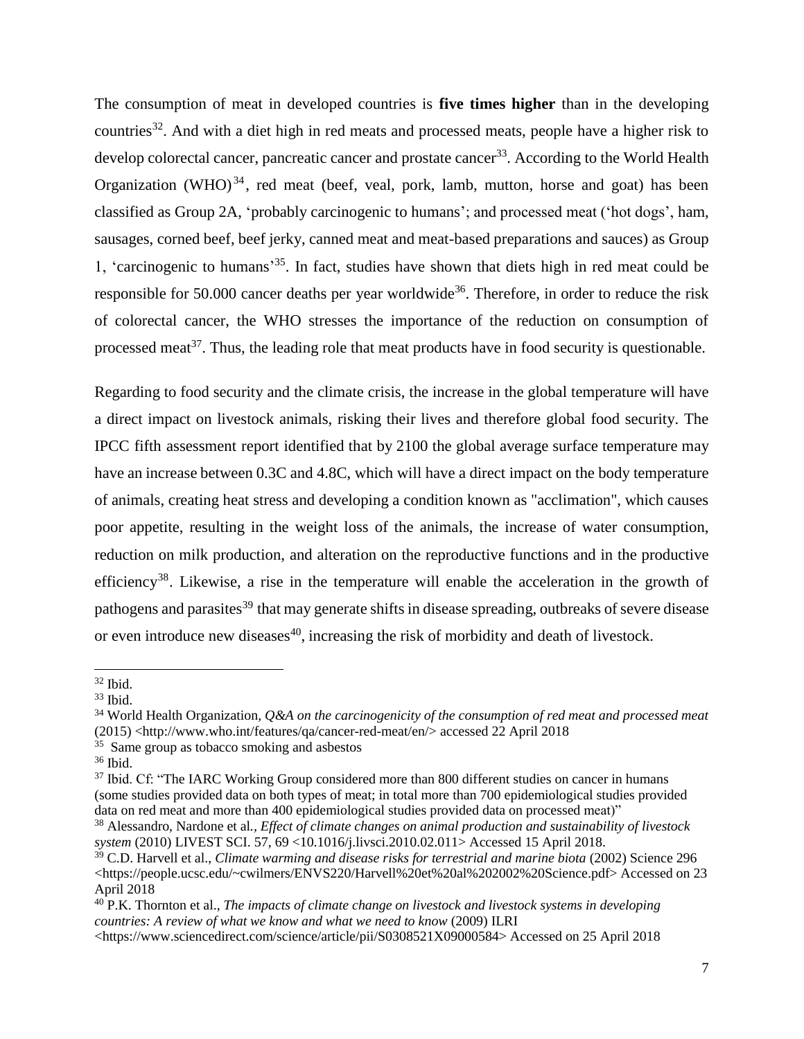The consumption of meat in developed countries is **five times higher** than in the developing countries[32]. And with a diet high in red meats and processed meats, people have a higher risk to develop colorectal cancer, pancreatic cancer and prostate cancer[33]. According to the World Health Organization (WHO)[34], red meat (beef, veal, pork, lamb, mutton, horse and goat) has been classified as Group 2A, 'probably carcinogenic to humans'; and processed meat ('hot dogs', ham, sausages, corned beef, beef jerky, canned meat and meat-based preparations and sauces) as Group 1, 'carcinogenic to humans'[35]. In fact, studies have shown that diets high in red meat could be responsible for 50.000 cancer deaths per year worldwide[36]. Therefore, in order to reduce the risk of colorectal cancer, the WHO stresses the importance of the reduction on consumption of processed meat[37]. Thus, the leading role that meat products have in food security is questionable.

Regarding to food security and the climate crisis, the increase in the global temperature will have a direct impact on livestock animals, risking their lives and therefore global food security. The IPCC fifth assessment report identified that by 2100 the global average surface temperature may have an increase between 0.3C and 4.8C, which will have a direct impact on the body temperature of animals, creating heat stress and developing a condition known as "acclimation", which causes poor appetite, resulting in the weight loss of the animals, the increase of water consumption, reduction on milk production, and alteration on the reproductive functions and in the productive efficiency[38]. Likewise, a rise in the temperature will enable the acceleration in the growth of pathogens and parasites[39] that may generate shifts in disease spreading, outbreaks of severe disease or even introduce new diseases[40], increasing the risk of morbidity and death of livestock.

---

[32] Ibid.

[33] Ibid.

[34] World Health Organization, *Q&A on the carcinogenicity of the consumption of red meat and processed meat* (2015) <http://www.who.int/features/qa/cancer-red-meat/en/> accessed 22 April 2018

[35] Same group as tobacco smoking and asbestos

[36] Ibid.

[37] Ibid. Cf: "The IARC Working Group considered more than 800 different studies on cancer in humans (some studies provided data on both types of meat; in total more than 700 epidemiological studies provided data on red meat and more than 400 epidemiological studies provided data on processed meat)"

[38] Alessandro, Nardone et al., *Effect of climate changes on animal production and sustainability of livestock system* (2010) LIVEST SCI. 57, 69 <10.1016/j.livsci.2010.02.011> Accessed 15 April 2018.

[39] C.D. Harvell et al., *Climate warming and disease risks for terrestrial and marine biota* (2002) Science 296 <https://people.ucsc.edu/~cwilmers/ENVS220/Harvell%20et%20al%202002%20Science.pdf> Accessed on 23 April 2018

[40] P.K. Thornton et al., *The impacts of climate change on livestock and livestock systems in developing countries: A review of what we know and what we need to know* (2009) ILRI <https://www.sciencedirect.com/science/article/pii/S0308521X09000584> Accessed on 25 April 2018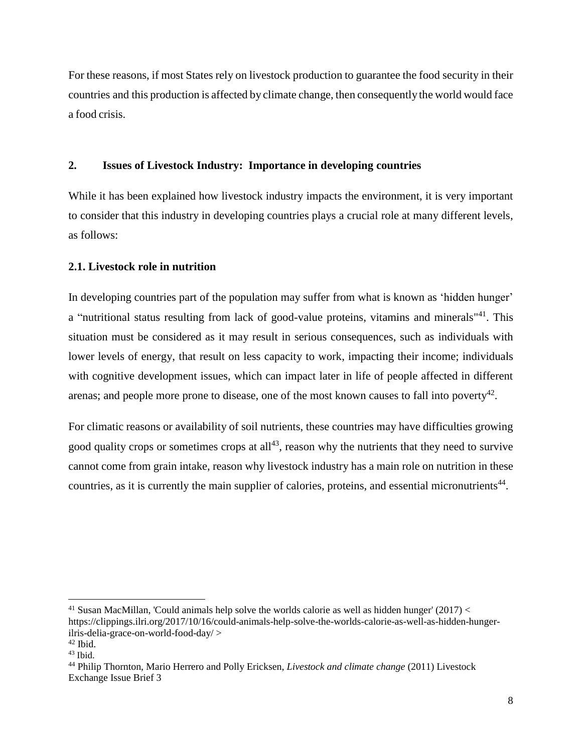For these reasons, if most States rely on livestock production to guarantee the food security in their countries and this production is affected by climate change, then consequently the world would face a food crisis.

## 2. Issues of Livestock Industry: Importance in developing countries

While it has been explained how livestock industry impacts the environment, it is very important to consider that this industry in developing countries plays a crucial role at many different levels, as follows:

### 2.1. Livestock role in nutrition

In developing countries part of the population may suffer from what is known as 'hidden hunger' a "nutritional status resulting from lack of good-value proteins, vitamins and minerals"[41]. This situation must be considered as it may result in serious consequences, such as individuals with lower levels of energy, that result on less capacity to work, impacting their income; individuals with cognitive development issues, which can impact later in life of people affected in different arenas; and people more prone to disease, one of the most known causes to fall into poverty[42].

For climatic reasons or availability of soil nutrients, these countries may have difficulties growing good quality crops or sometimes crops at all[43], reason why the nutrients that they need to survive cannot come from grain intake, reason why livestock industry has a main role on nutrition in these countries, as it is currently the main supplier of calories, proteins, and essential micronutrients[44].

---

[41] Susan MacMillan, 'Could animals help solve the worlds calorie as well as hidden hunger' (2017) < https://clippings.ilri.org/2017/10/16/could-animals-help-solve-the-worlds-calorie-as-well-as-hidden-hunger-ilris-delia-grace-on-world-food-day/ >

[42] Ibid.

[43] Ibid.

[44] Philip Thornton, Mario Herrero and Polly Ericksen, *Livestock and climate change* (2011) Livestock Exchange Issue Brief 3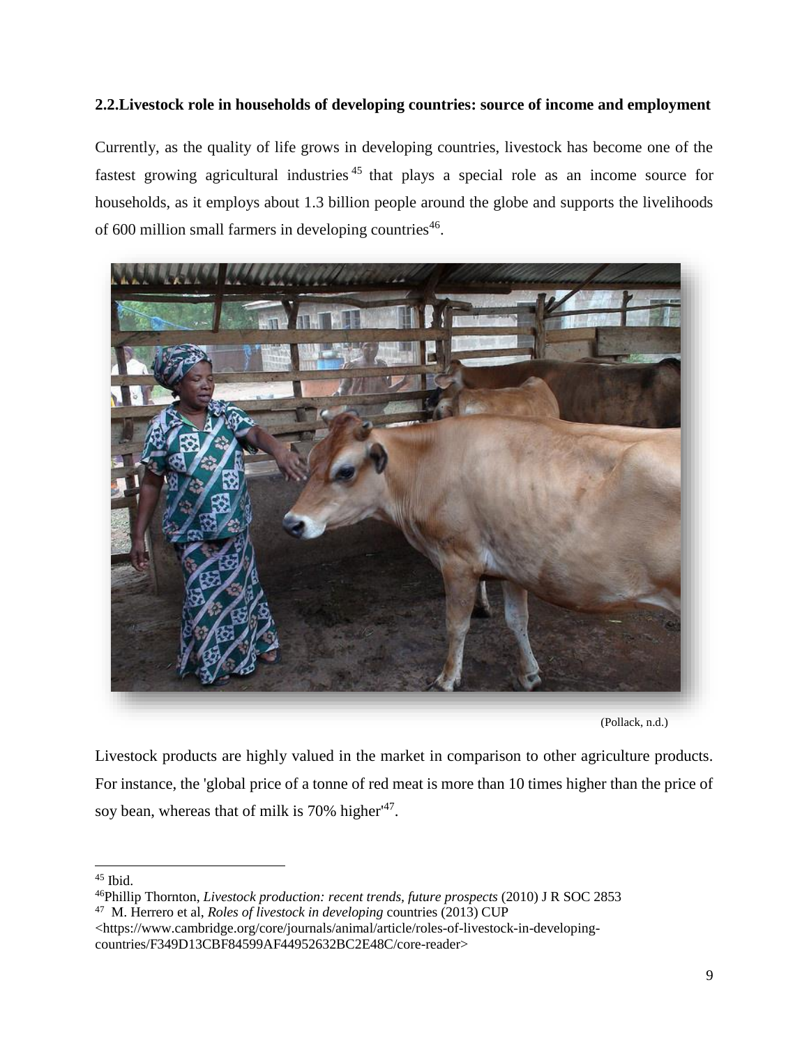**2.2.Livestock role in households of developing countries: source of income and employment**

Currently, as the quality of life grows in developing countries, livestock has become one of the fastest growing agricultural industries[45] that plays a special role as an income source for households, as it employs about 1.3 billion people around the globe and supports the livelihoods of 600 million small farmers in developing countries[46].

(Pollack, n.d.)

Livestock products are highly valued in the market in comparison to other agriculture products. For instance, the 'global price of a tonne of red meat is more than 10 times higher than the price of soy bean, whereas that of milk is 70% higher'[47].

---

[45] Ibid.

[46] Phillip Thornton, *Livestock production: recent trends, future prospects* (2010) J R SOC 2853

[47] M. Herrero et al, *Roles of livestock in developing* countries (2013) CUP <https://www.cambridge.org/core/journals/animal/article/roles-of-livestock-in-developing-countries/F349D13CBF84599AF44952632BC2E48C/core-reader>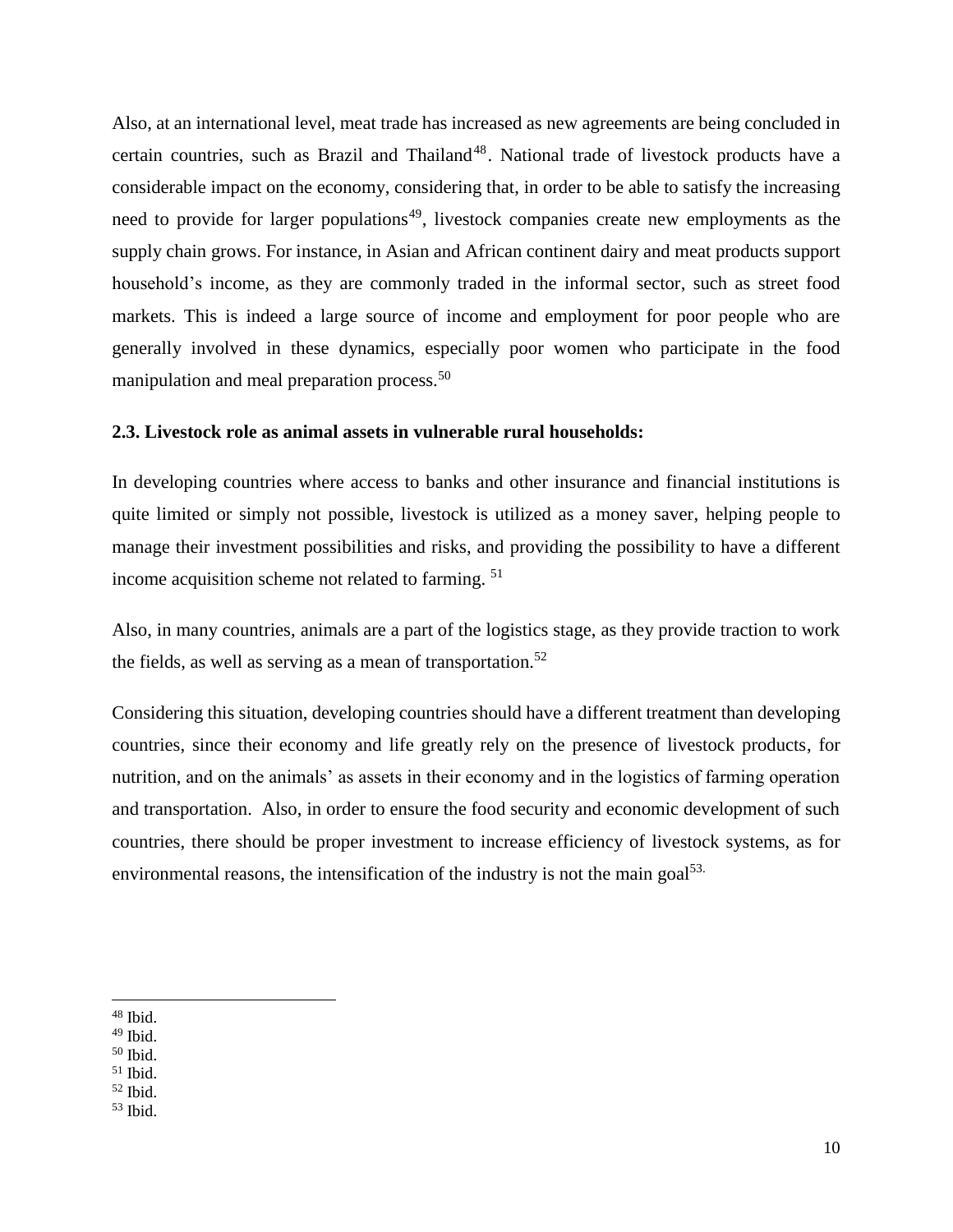Also, at an international level, meat trade has increased as new agreements are being concluded in certain countries, such as Brazil and Thailand[48]. National trade of livestock products have a considerable impact on the economy, considering that, in order to be able to satisfy the increasing need to provide for larger populations[49], livestock companies create new employments as the supply chain grows. For instance, in Asian and African continent dairy and meat products support household's income, as they are commonly traded in the informal sector, such as street food markets. This is indeed a large source of income and employment for poor people who are generally involved in these dynamics, especially poor women who participate in the food manipulation and meal preparation process.[50]

**2.3. Livestock role as animal assets in vulnerable rural households:**

In developing countries where access to banks and other insurance and financial institutions is quite limited or simply not possible, livestock is utilized as a money saver, helping people to manage their investment possibilities and risks, and providing the possibility to have a different income acquisition scheme not related to farming. [51]

Also, in many countries, animals are a part of the logistics stage, as they provide traction to work the fields, as well as serving as a mean of transportation.[52]

Considering this situation, developing countries should have a different treatment than developing countries, since their economy and life greatly rely on the presence of livestock products, for nutrition, and on the animals' as assets in their economy and in the logistics of farming operation and transportation. Also, in order to ensure the food security and economic development of such countries, there should be proper investment to increase efficiency of livestock systems, as for environmental reasons, the intensification of the industry is not the main goal[53.]

---

[48] Ibid.
[49] Ibid.
[50] Ibid.
[51] Ibid.
[52] Ibid.
[53] Ibid.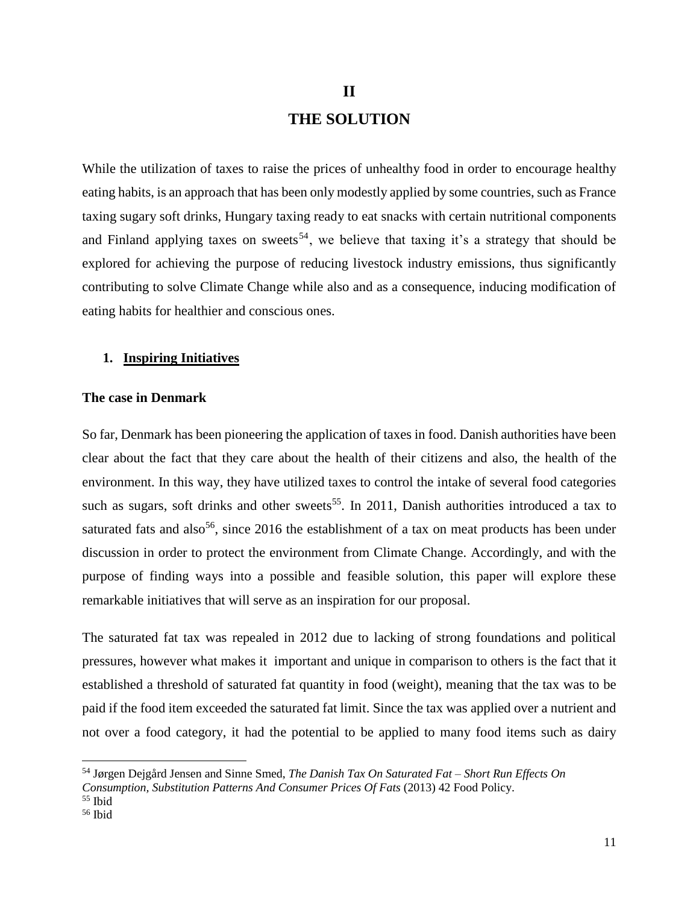# II

# THE SOLUTION

While the utilization of taxes to raise the prices of unhealthy food in order to encourage healthy eating habits, is an approach that has been only modestly applied by some countries, such as France taxing sugary soft drinks, Hungary taxing ready to eat snacks with certain nutritional components and Finland applying taxes on sweets[54], we believe that taxing it's a strategy that should be explored for achieving the purpose of reducing livestock industry emissions, thus significantly contributing to solve Climate Change while also and as a consequence, inducing modification of eating habits for healthier and conscious ones.

## 1. <u>Inspiring Initiatives</u>

### The case in Denmark

So far, Denmark has been pioneering the application of taxes in food. Danish authorities have been clear about the fact that they care about the health of their citizens and also, the health of the environment. In this way, they have utilized taxes to control the intake of several food categories such as sugars, soft drinks and other sweets[55]. In 2011, Danish authorities introduced a tax to saturated fats and also[56], since 2016 the establishment of a tax on meat products has been under discussion in order to protect the environment from Climate Change. Accordingly, and with the purpose of finding ways into a possible and feasible solution, this paper will explore these remarkable initiatives that will serve as an inspiration for our proposal.

The saturated fat tax was repealed in 2012 due to lacking of strong foundations and political pressures, however what makes it important and unique in comparison to others is the fact that it established a threshold of saturated fat quantity in food (weight), meaning that the tax was to be paid if the food item exceeded the saturated fat limit. Since the tax was applied over a nutrient and not over a food category, it had the potential to be applied to many food items such as dairy

---

[54] Jørgen Dejgård Jensen and Sinne Smed, *The Danish Tax On Saturated Fat – Short Run Effects On Consumption, Substitution Patterns And Consumer Prices Of Fats* (2013) 42 Food Policy.

[55] Ibid

[56] Ibid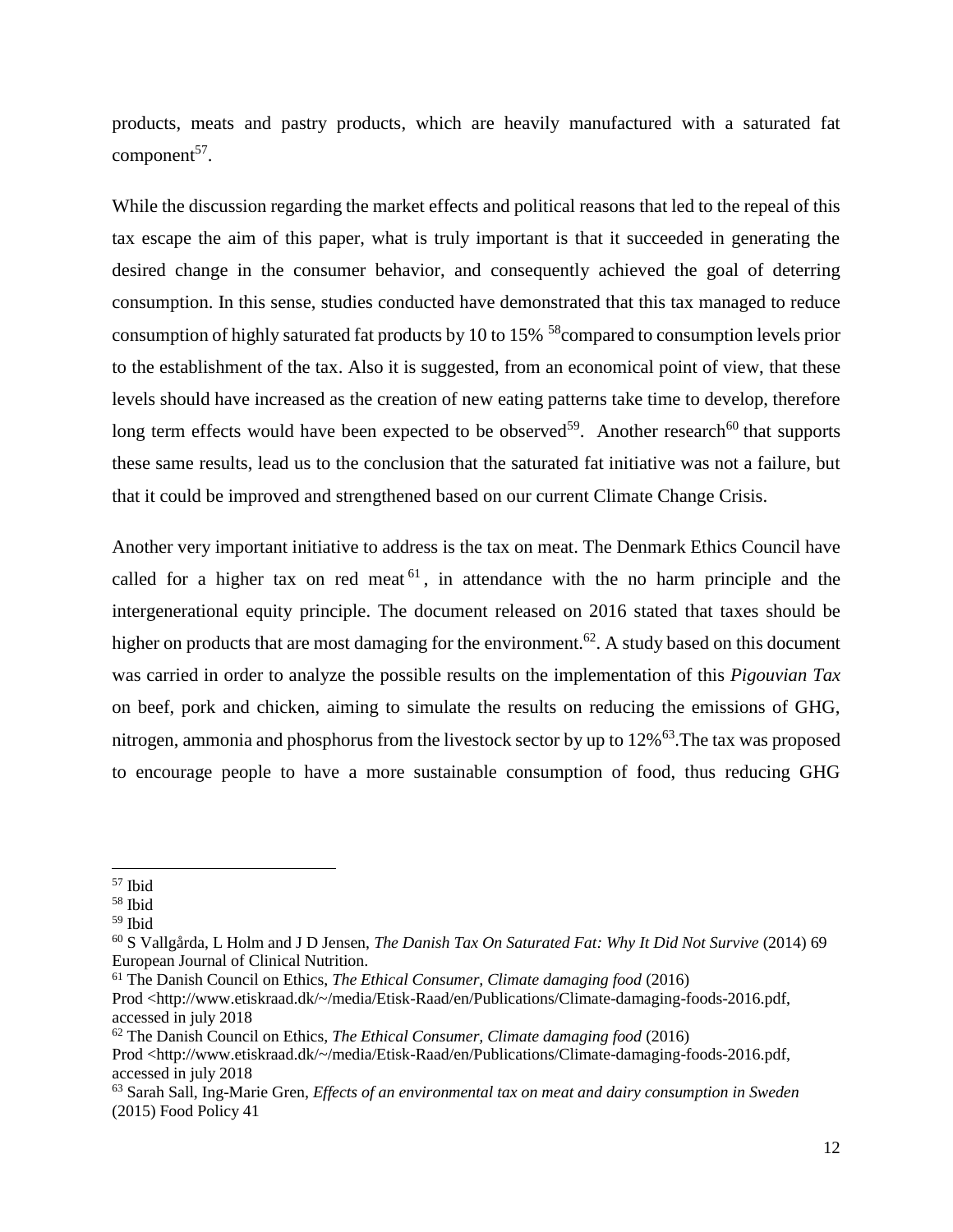products, meats and pastry products, which are heavily manufactured with a saturated fat component[57].

While the discussion regarding the market effects and political reasons that led to the repeal of this tax escape the aim of this paper, what is truly important is that it succeeded in generating the desired change in the consumer behavior, and consequently achieved the goal of deterring consumption. In this sense, studies conducted have demonstrated that this tax managed to reduce consumption of highly saturated fat products by 10 to 15% [58]compared to consumption levels prior to the establishment of the tax. Also it is suggested, from an economical point of view, that these levels should have increased as the creation of new eating patterns take time to develop, therefore long term effects would have been expected to be observed[59]. Another research[60] that supports these same results, lead us to the conclusion that the saturated fat initiative was not a failure, but that it could be improved and strengthened based on our current Climate Change Crisis.

Another very important initiative to address is the tax on meat. The Denmark Ethics Council have called for a higher tax on red meat[61], in attendance with the no harm principle and the intergenerational equity principle. The document released on 2016 stated that taxes should be higher on products that are most damaging for the environment.[62]. A study based on this document was carried in order to analyze the possible results on the implementation of this *Pigouvian Tax* on beef, pork and chicken, aiming to simulate the results on reducing the emissions of GHG, nitrogen, ammonia and phosphorus from the livestock sector by up to 12%[63].The tax was proposed to encourage people to have a more sustainable consumption of food, thus reducing GHG

---

[57] Ibid

[58] Ibid

[59] Ibid

[60] S Vallgårda, L Holm and J D Jensen, *The Danish Tax On Saturated Fat: Why It Did Not Survive* (2014) 69 European Journal of Clinical Nutrition.

[61] The Danish Council on Ethics, *The Ethical Consumer, Climate damaging food* (2016) Prod <http://www.etiskraad.dk/~/media/Etisk-Raad/en/Publications/Climate-damaging-foods-2016.pdf, accessed in july 2018

[62] The Danish Council on Ethics, *The Ethical Consumer, Climate damaging food* (2016) Prod <http://www.etiskraad.dk/~/media/Etisk-Raad/en/Publications/Climate-damaging-foods-2016.pdf, accessed in july 2018

[63] Sarah Sall, Ing-Marie Gren, *Effects of an environmental tax on meat and dairy consumption in Sweden* (2015) Food Policy 41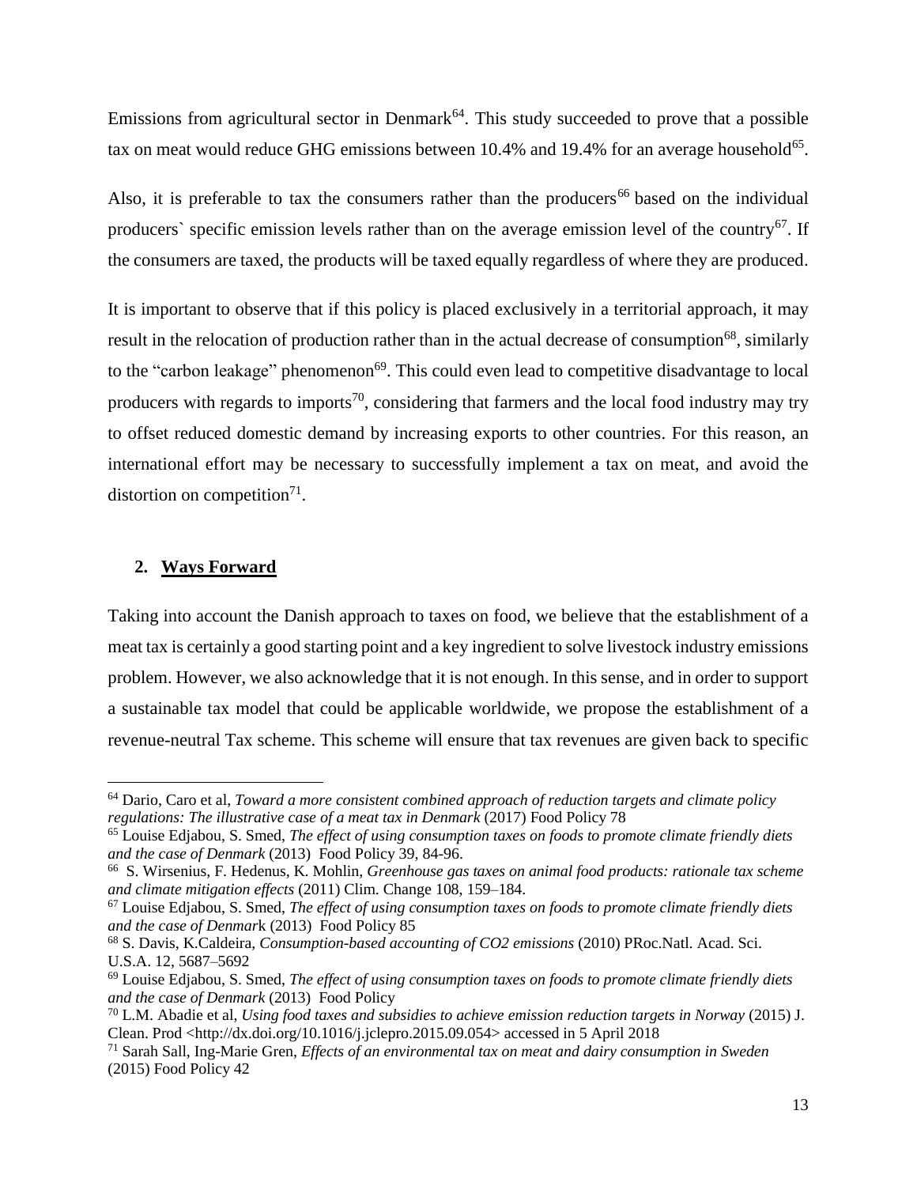Emissions from agricultural sector in Denmark[64]. This study succeeded to prove that a possible tax on meat would reduce GHG emissions between 10.4% and 19.4% for an average household[65].

Also, it is preferable to tax the consumers rather than the producers[66] based on the individual producers` specific emission levels rather than on the average emission level of the country[67]. If the consumers are taxed, the products will be taxed equally regardless of where they are produced.

It is important to observe that if this policy is placed exclusively in a territorial approach, it may result in the relocation of production rather than in the actual decrease of consumption[68], similarly to the "carbon leakage" phenomenon[69]. This could even lead to competitive disadvantage to local producers with regards to imports[70], considering that farmers and the local food industry may try to offset reduced domestic demand by increasing exports to other countries. For this reason, an international effort may be necessary to successfully implement a tax on meat, and avoid the distortion on competition[71].

## 2. Ways Forward

Taking into account the Danish approach to taxes on food, we believe that the establishment of a meat tax is certainly a good starting point and a key ingredient to solve livestock industry emissions problem. However, we also acknowledge that it is not enough. In this sense, and in order to support a sustainable tax model that could be applicable worldwide, we propose the establishment of a revenue-neutral Tax scheme. This scheme will ensure that tax revenues are given back to specific

---

[64] Dario, Caro et al, *Toward a more consistent combined approach of reduction targets and climate policy regulations: The illustrative case of a meat tax in Denmark* (2017) Food Policy 78

[65] Louise Edjabou, S. Smed, *The effect of using consumption taxes on foods to promote climate friendly diets and the case of Denmark* (2013) Food Policy 39, 84-96.

[66] S. Wirsenius, F. Hedenus, K. Mohlin, *Greenhouse gas taxes on animal food products: rationale tax scheme and climate mitigation effects* (2011) Clim. Change 108, 159–184.

[67] Louise Edjabou, S. Smed, *The effect of using consumption taxes on foods to promote climate friendly diets and the case of Denmark* (2013) Food Policy 85

[68] S. Davis, K.Caldeira, *Consumption-based accounting of CO2 emissions* (2010) PRoc.Natl. Acad. Sci. U.S.A. 12, 5687–5692

[69] Louise Edjabou, S. Smed, *The effect of using consumption taxes on foods to promote climate friendly diets and the case of Denmark* (2013) Food Policy

[70] L.M. Abadie et al, *Using food taxes and subsidies to achieve emission reduction targets in Norway* (2015) J. Clean. Prod <http://dx.doi.org/10.1016/j.jclepro.2015.09.054> accessed in 5 April 2018

[71] Sarah Sall, Ing-Marie Gren, *Effects of an environmental tax on meat and dairy consumption in Sweden* (2015) Food Policy 42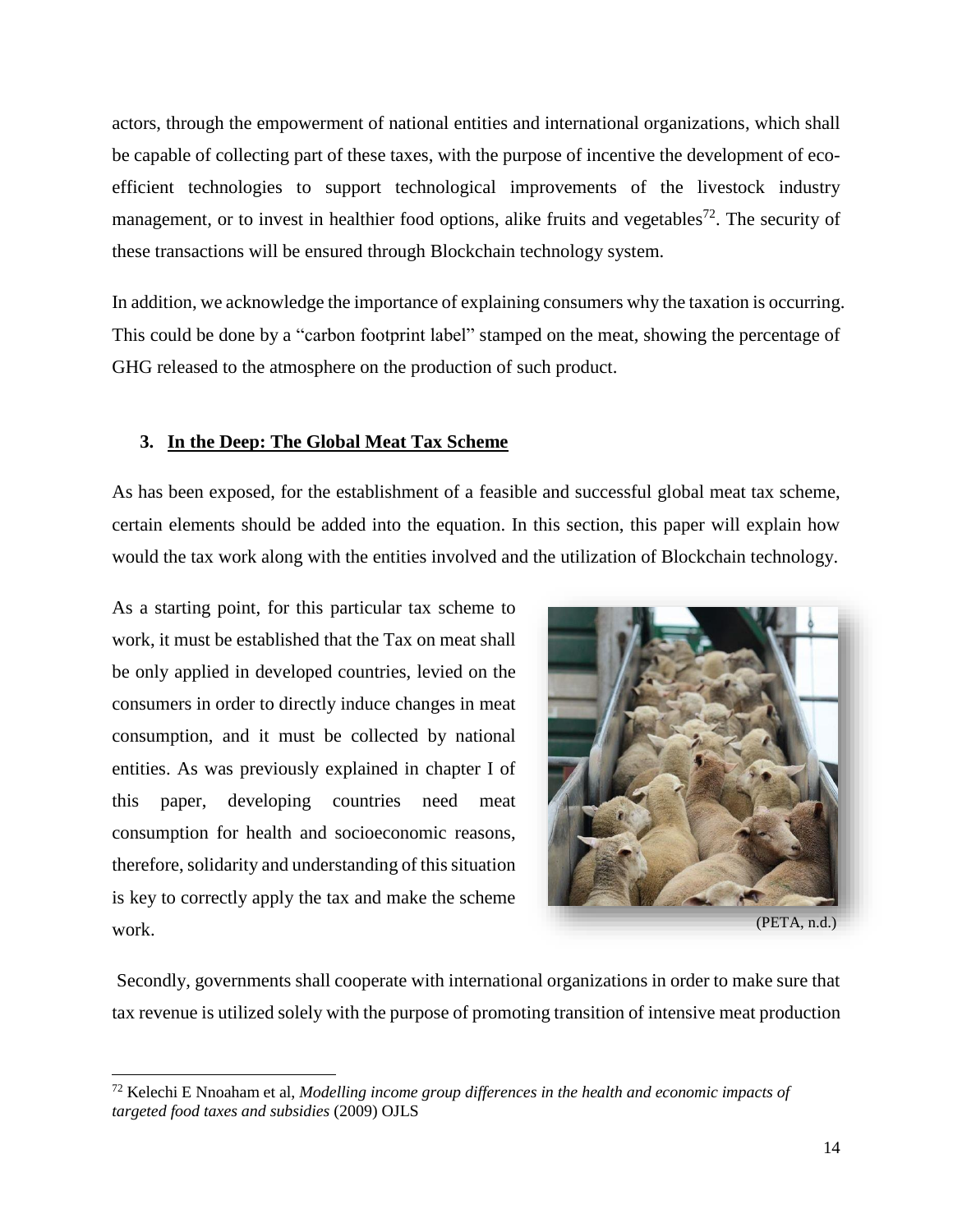actors, through the empowerment of national entities and international organizations, which shall be capable of collecting part of these taxes, with the purpose of incentive the development of eco-efficient technologies to support technological improvements of the livestock industry management, or to invest in healthier food options, alike fruits and vegetables[72]. The security of these transactions will be ensured through Blockchain technology system.

In addition, we acknowledge the importance of explaining consumers why the taxation is occurring. This could be done by a "carbon footprint label" stamped on the meat, showing the percentage of GHG released to the atmosphere on the production of such product.

### 3. <u>In the Deep: The Global Meat Tax Scheme</u>

As has been exposed, for the establishment of a feasible and successful global meat tax scheme, certain elements should be added into the equation. In this section, this paper will explain how would the tax work along with the entities involved and the utilization of Blockchain technology.

As a starting point, for this particular tax scheme to work, it must be established that the Tax on meat shall be only applied in developed countries, levied on the consumers in order to directly induce changes in meat consumption, and it must be collected by national entities. As was previously explained in chapter I of this paper, developing countries need meat consumption for health and socioeconomic reasons, therefore, solidarity and understanding of this situation is key to correctly apply the tax and make the scheme work.

(PETA, n.d.)

Secondly, governments shall cooperate with international organizations in order to make sure that tax revenue is utilized solely with the purpose of promoting transition of intensive meat production

---

[72] Kelechi E Nnoaham et al, *Modelling income group differences in the health and economic impacts of targeted food taxes and subsidies* (2009) OJLS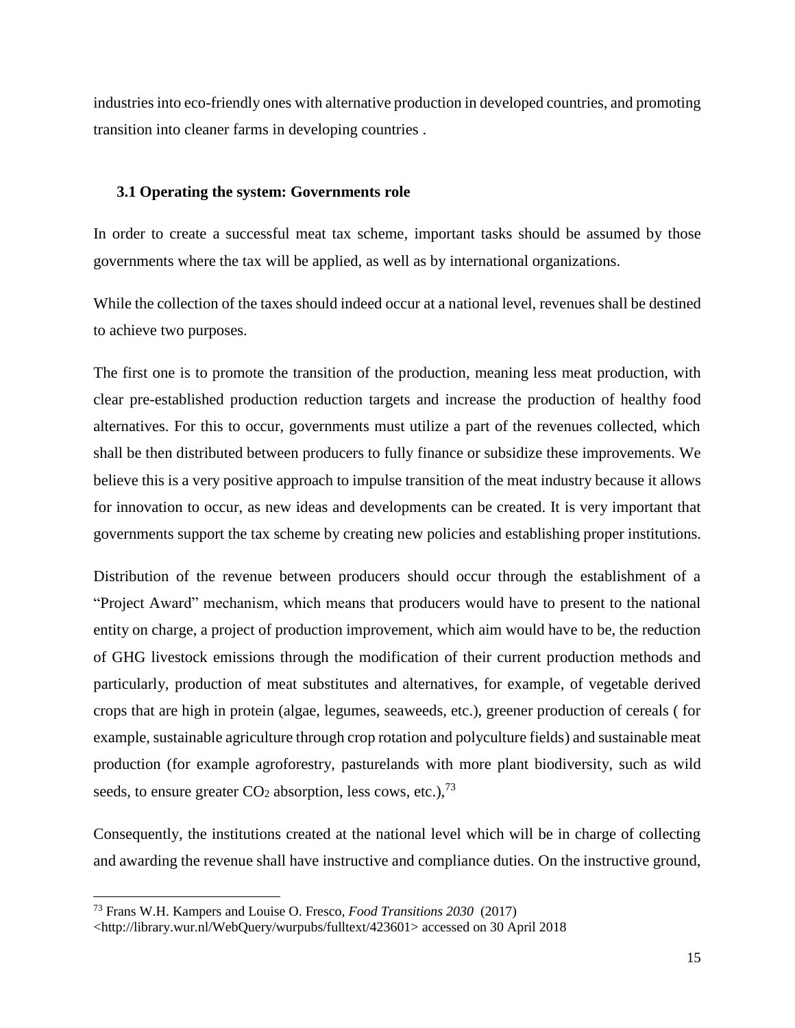industries into eco-friendly ones with alternative production in developed countries, and promoting transition into cleaner farms in developing countries .

### 3.1 Operating the system: Governments role

In order to create a successful meat tax scheme, important tasks should be assumed by those governments where the tax will be applied, as well as by international organizations.

While the collection of the taxes should indeed occur at a national level, revenues shall be destined to achieve two purposes.

The first one is to promote the transition of the production, meaning less meat production, with clear pre-established production reduction targets and increase the production of healthy food alternatives. For this to occur, governments must utilize a part of the revenues collected, which shall be then distributed between producers to fully finance or subsidize these improvements. We believe this is a very positive approach to impulse transition of the meat industry because it allows for innovation to occur, as new ideas and developments can be created. It is very important that governments support the tax scheme by creating new policies and establishing proper institutions.

Distribution of the revenue between producers should occur through the establishment of a "Project Award" mechanism, which means that producers would have to present to the national entity on charge, a project of production improvement, which aim would have to be, the reduction of GHG livestock emissions through the modification of their current production methods and particularly, production of meat substitutes and alternatives, for example, of vegetable derived crops that are high in protein (algae, legumes, seaweeds, etc.), greener production of cereals ( for example, sustainable agriculture through crop rotation and polyculture fields) and sustainable meat production (for example agroforestry, pasturelands with more plant biodiversity, such as wild seeds, to ensure greater $CO_2$ absorption, less cows, etc.),[73]

Consequently, the institutions created at the national level which will be in charge of collecting and awarding the revenue shall have instructive and compliance duties. On the instructive ground,

---

[73] Frans W.H. Kampers and Louise O. Fresco, *Food Transitions 2030* (2017) <http://library.wur.nl/WebQuery/wurpubs/fulltext/423601> accessed on 30 April 2018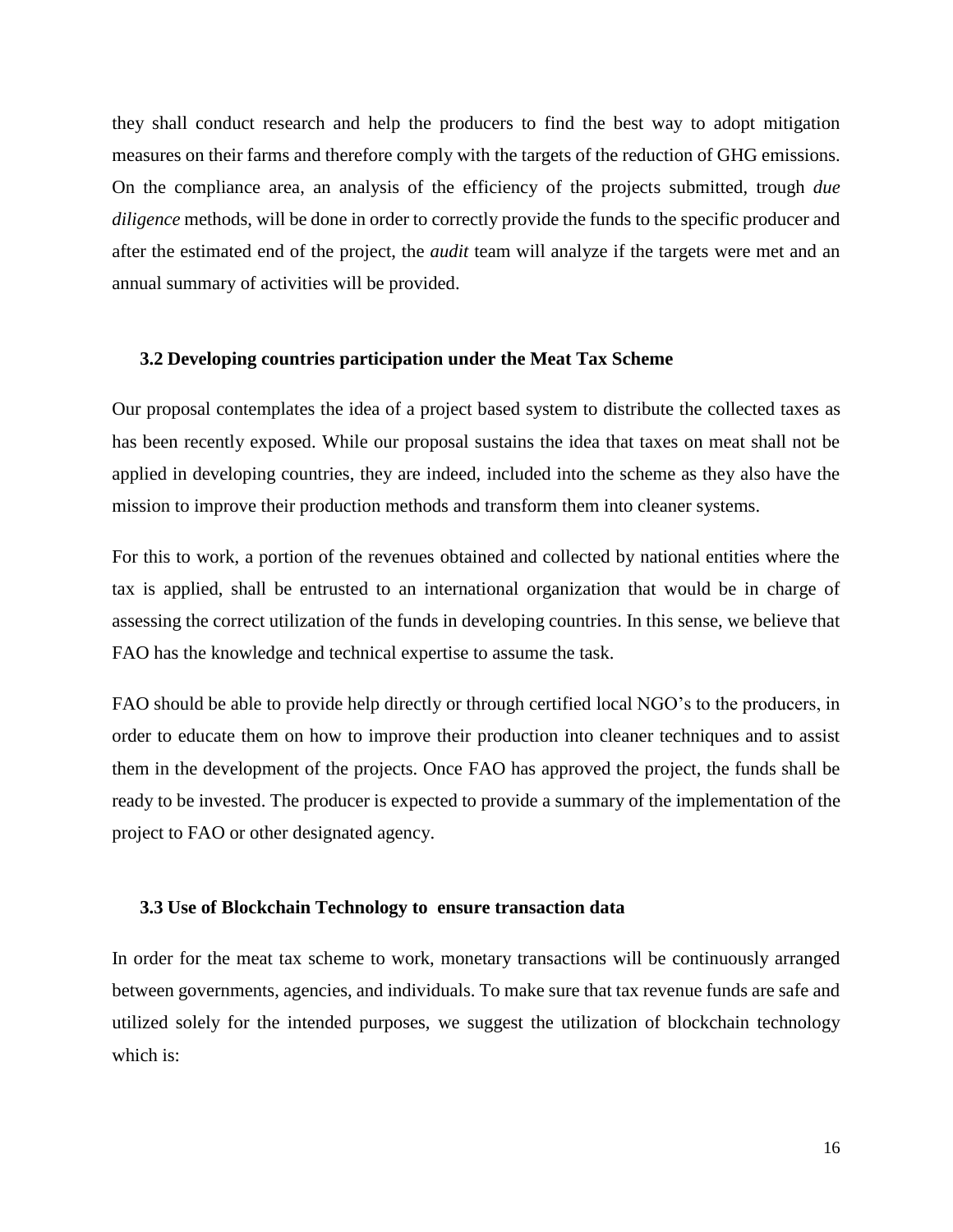they shall conduct research and help the producers to find the best way to adopt mitigation measures on their farms and therefore comply with the targets of the reduction of GHG emissions. On the compliance area, an analysis of the efficiency of the projects submitted, trough *due diligence* methods, will be done in order to correctly provide the funds to the specific producer and after the estimated end of the project, the *audit* team will analyze if the targets were met and an annual summary of activities will be provided.

### 3.2 Developing countries participation under the Meat Tax Scheme

Our proposal contemplates the idea of a project based system to distribute the collected taxes as has been recently exposed. While our proposal sustains the idea that taxes on meat shall not be applied in developing countries, they are indeed, included into the scheme as they also have the mission to improve their production methods and transform them into cleaner systems.

For this to work, a portion of the revenues obtained and collected by national entities where the tax is applied, shall be entrusted to an international organization that would be in charge of assessing the correct utilization of the funds in developing countries. In this sense, we believe that FAO has the knowledge and technical expertise to assume the task.

FAO should be able to provide help directly or through certified local NGO's to the producers, in order to educate them on how to improve their production into cleaner techniques and to assist them in the development of the projects. Once FAO has approved the project, the funds shall be ready to be invested. The producer is expected to provide a summary of the implementation of the project to FAO or other designated agency.

### 3.3 Use of Blockchain Technology to ensure transaction data

In order for the meat tax scheme to work, monetary transactions will be continuously arranged between governments, agencies, and individuals. To make sure that tax revenue funds are safe and utilized solely for the intended purposes, we suggest the utilization of blockchain technology which is: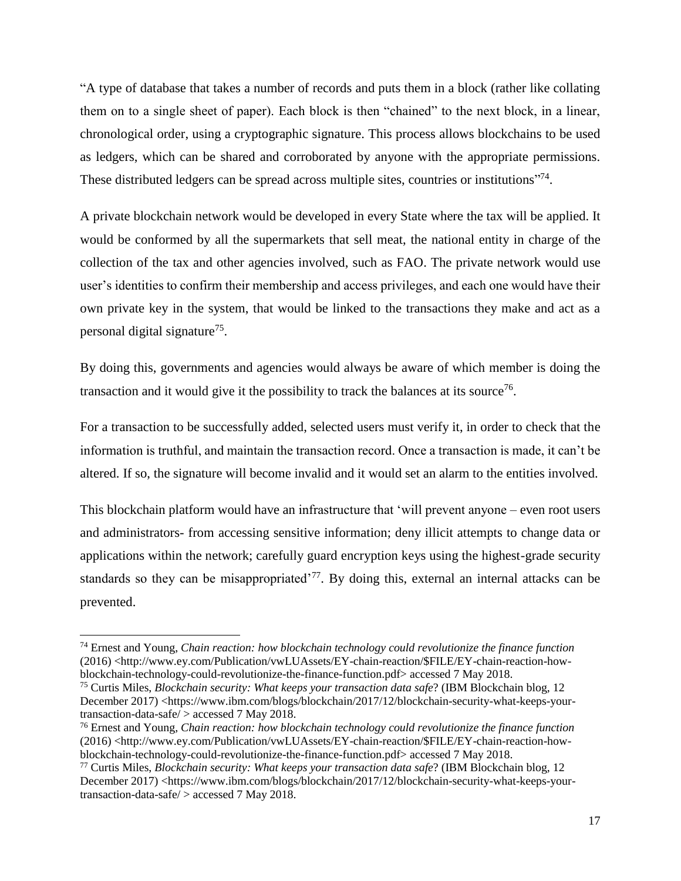"A type of database that takes a number of records and puts them in a block (rather like collating them on to a single sheet of paper). Each block is then "chained" to the next block, in a linear, chronological order, using a cryptographic signature. This process allows blockchains to be used as ledgers, which can be shared and corroborated by anyone with the appropriate permissions. These distributed ledgers can be spread across multiple sites, countries or institutions"[74].

A private blockchain network would be developed in every State where the tax will be applied. It would be conformed by all the supermarkets that sell meat, the national entity in charge of the collection of the tax and other agencies involved, such as FAO. The private network would use user's identities to confirm their membership and access privileges, and each one would have their own private key in the system, that would be linked to the transactions they make and act as a personal digital signature[75].

By doing this, governments and agencies would always be aware of which member is doing the transaction and it would give it the possibility to track the balances at its source[76].

For a transaction to be successfully added, selected users must verify it, in order to check that the information is truthful, and maintain the transaction record. Once a transaction is made, it can't be altered. If so, the signature will become invalid and it would set an alarm to the entities involved.

This blockchain platform would have an infrastructure that 'will prevent anyone – even root users and administrators- from accessing sensitive information; deny illicit attempts to change data or applications within the network; carefully guard encryption keys using the highest-grade security standards so they can be misappropriated'[77]. By doing this, external an internal attacks can be prevented.

---

[74] Ernest and Young, *Chain reaction: how blockchain technology could revolutionize the finance function* (2016) <http://www.ey.com/Publication/vwLUAssets/EY-chain-reaction/$FILE/EY-chain-reaction-how-blockchain-technology-could-revolutionize-the-finance-function.pdf> accessed 7 May 2018.

[75] Curtis Miles, *Blockchain security: What keeps your transaction data safe*? (IBM Blockchain blog, 12 December 2017) <https://www.ibm.com/blogs/blockchain/2017/12/blockchain-security-what-keeps-your-transaction-data-safe/ > accessed 7 May 2018.

[76] Ernest and Young, *Chain reaction: how blockchain technology could revolutionize the finance function* (2016) <http://www.ey.com/Publication/vwLUAssets/EY-chain-reaction/$FILE/EY-chain-reaction-how-blockchain-technology-could-revolutionize-the-finance-function.pdf> accessed 7 May 2018.

[77] Curtis Miles, *Blockchain security: What keeps your transaction data safe*? (IBM Blockchain blog, 12 December 2017) <https://www.ibm.com/blogs/blockchain/2017/12/blockchain-security-what-keeps-your-transaction-data-safe/ > accessed 7 May 2018.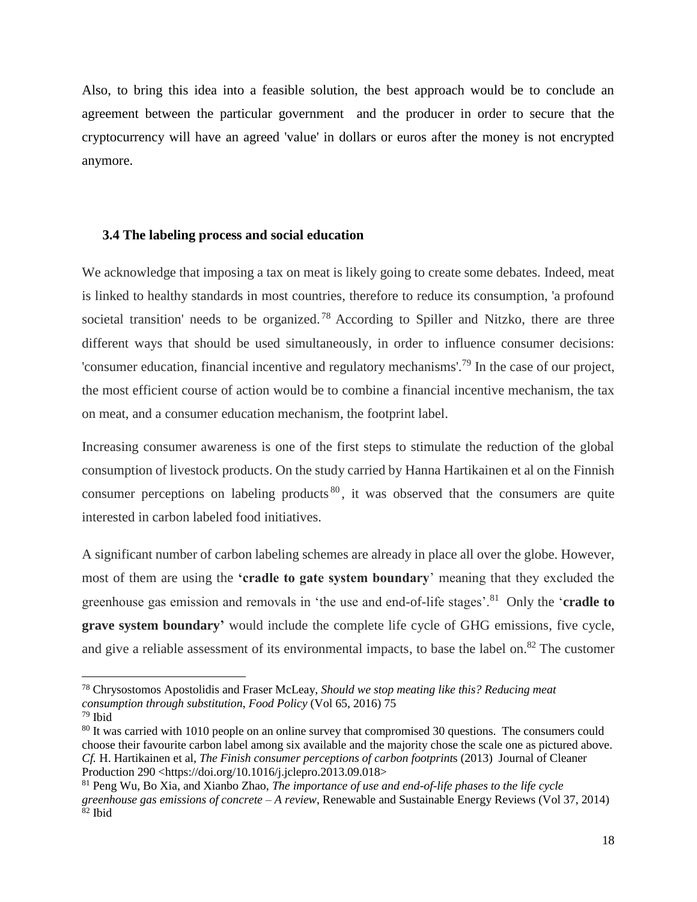Also, to bring this idea into a feasible solution, the best approach would be to conclude an agreement between the particular government and the producer in order to secure that the cryptocurrency will have an agreed 'value' in dollars or euros after the money is not encrypted anymore.

### 3.4 The labeling process and social education

We acknowledge that imposing a tax on meat is likely going to create some debates. Indeed, meat is linked to healthy standards in most countries, therefore to reduce its consumption, 'a profound societal transition' needs to be organized.[78] According to Spiller and Nitzko, there are three different ways that should be used simultaneously, in order to influence consumer decisions: 'consumer education, financial incentive and regulatory mechanisms'.[79] In the case of our project, the most efficient course of action would be to combine a financial incentive mechanism, the tax on meat, and a consumer education mechanism, the footprint label.

Increasing consumer awareness is one of the first steps to stimulate the reduction of the global consumption of livestock products. On the study carried by Hanna Hartikainen et al on the Finnish consumer perceptions on labeling products[80], it was observed that the consumers are quite interested in carbon labeled food initiatives.

A significant number of carbon labeling schemes are already in place all over the globe. However, most of them are using the **'cradle to gate system boundary**' meaning that they excluded the greenhouse gas emission and removals in 'the use and end-of-life stages'.[81] Only the '**cradle to grave system boundary'** would include the complete life cycle of GHG emissions, five cycle, and give a reliable assessment of its environmental impacts, to base the label on.[82] The customer

---

[78] Chrysostomos Apostolidis and Fraser McLeay, *Should we stop meating like this? Reducing meat consumption through substitution, Food Policy* (Vol 65, 2016) 75

[79] Ibid

[80] It was carried with 1010 people on an online survey that compromised 30 questions. The consumers could choose their favourite carbon label among six available and the majority chose the scale one as pictured above. *Cf.* H. Hartikainen et al, *The Finish consumer perceptions of carbon footprints* (2013) Journal of Cleaner Production 290 <https://doi.org/10.1016/j.jclepro.2013.09.018>

[81] Peng Wu, Bo Xia, and Xianbo Zhao, *The importance of use and end-of-life phases to the life cycle greenhouse gas emissions of concrete – A review*, Renewable and Sustainable Energy Reviews (Vol 37, 2014)

[82] Ibid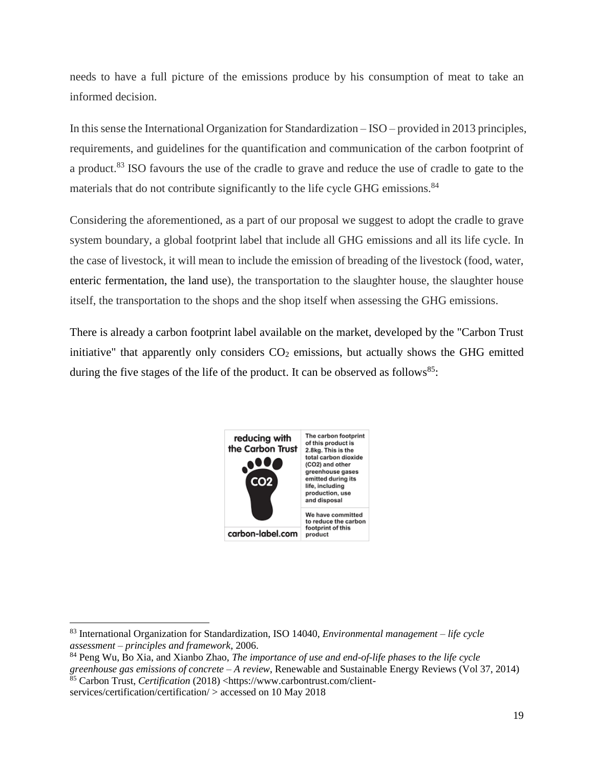needs to have a full picture of the emissions produce by his consumption of meat to take an informed decision.

In this sense the International Organization for Standardization – ISO – provided in 2013 principles, requirements, and guidelines for the quantification and communication of the carbon footprint of a product.[83] ISO favours the use of the cradle to grave and reduce the use of cradle to gate to the materials that do not contribute significantly to the life cycle GHG emissions.[84]

Considering the aforementioned, as a part of our proposal we suggest to adopt the cradle to grave system boundary, a global footprint label that include all GHG emissions and all its life cycle. In the case of livestock, it will mean to include the emission of breading of the livestock (food, water, enteric fermentation, the land use), the transportation to the slaughter house, the slaughter house itself, the transportation to the shops and the shop itself when assessing the GHG emissions.

There is already a carbon footprint label available on the market, developed by the "Carbon Trust initiative" that apparently only considers $CO_2$ emissions, but actually shows the GHG emitted during the five stages of the life of the product. It can be observed as follows[85]:

reducing with the Carbon Trust

CO2

carbon-label.com

The carbon footprint of this product is 2.8kg. This is the total carbon dioxide (CO2) and other greenhouse gases emitted during its life, including production, use and disposal

We have committed to reduce the carbon footprint of this product

---

[83] International Organization for Standardization, ISO 14040, *Environmental management – life cycle assessment – principles and framework*, 2006.

[84] Peng Wu, Bo Xia, and Xianbo Zhao, *The importance of use and end-of-life phases to the life cycle greenhouse gas emissions of concrete – A review*, Renewable and Sustainable Energy Reviews (Vol 37, 2014)

[85] Carbon Trust, *Certification* (2018) <https://www.carbontrust.com/client-services/certification/certification/ > accessed on 10 May 2018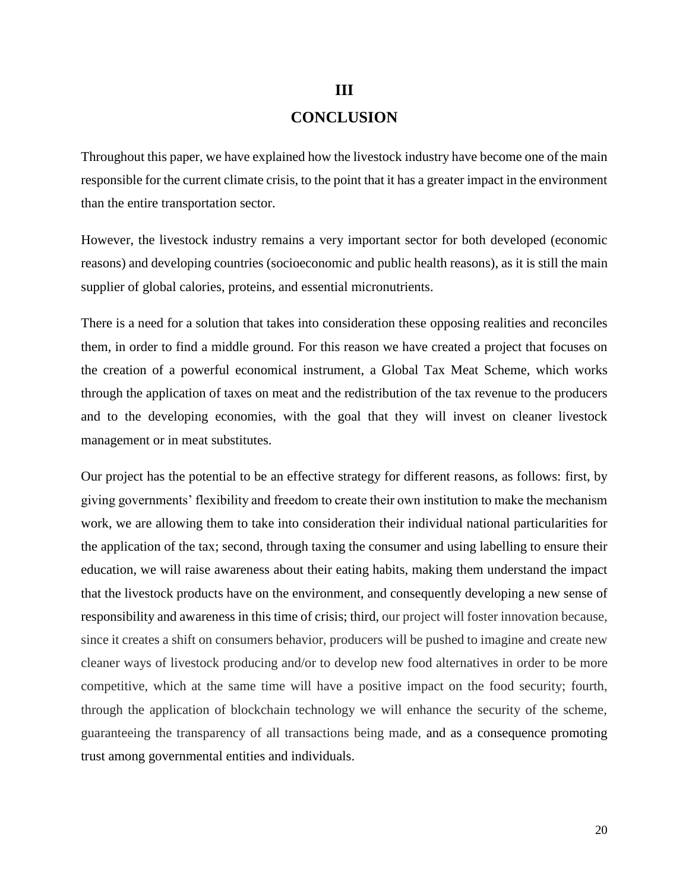# III

# CONCLUSION

Throughout this paper, we have explained how the livestock industry have become one of the main responsible for the current climate crisis, to the point that it has a greater impact in the environment than the entire transportation sector.

However, the livestock industry remains a very important sector for both developed (economic reasons) and developing countries (socioeconomic and public health reasons), as it is still the main supplier of global calories, proteins, and essential micronutrients.

There is a need for a solution that takes into consideration these opposing realities and reconciles them, in order to find a middle ground. For this reason we have created a project that focuses on the creation of a powerful economical instrument, a Global Tax Meat Scheme, which works through the application of taxes on meat and the redistribution of the tax revenue to the producers and to the developing economies, with the goal that they will invest on cleaner livestock management or in meat substitutes.

Our project has the potential to be an effective strategy for different reasons, as follows: first, by giving governments' flexibility and freedom to create their own institution to make the mechanism work, we are allowing them to take into consideration their individual national particularities for the application of the tax; second, through taxing the consumer and using labelling to ensure their education, we will raise awareness about their eating habits, making them understand the impact that the livestock products have on the environment, and consequently developing a new sense of responsibility and awareness in this time of crisis; third, our project will foster innovation because, since it creates a shift on consumers behavior, producers will be pushed to imagine and create new cleaner ways of livestock producing and/or to develop new food alternatives in order to be more competitive, which at the same time will have a positive impact on the food security; fourth, through the application of blockchain technology we will enhance the security of the scheme, guaranteeing the transparency of all transactions being made, and as a consequence promoting trust among governmental entities and individuals.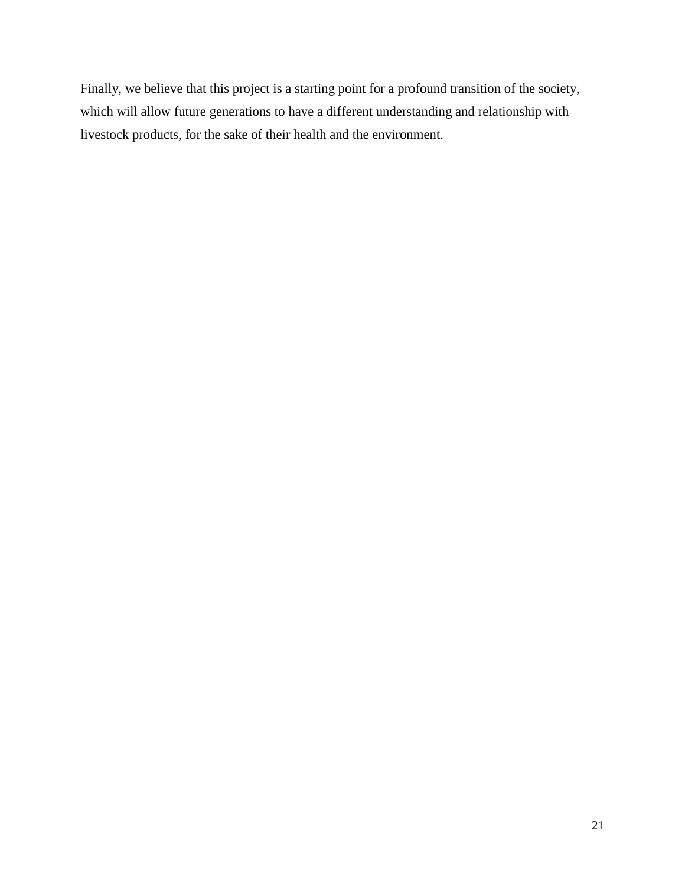Finally, we believe that this project is a starting point for a profound transition of the society, which will allow future generations to have a different understanding and relationship with livestock products, for the sake of their health and the environment.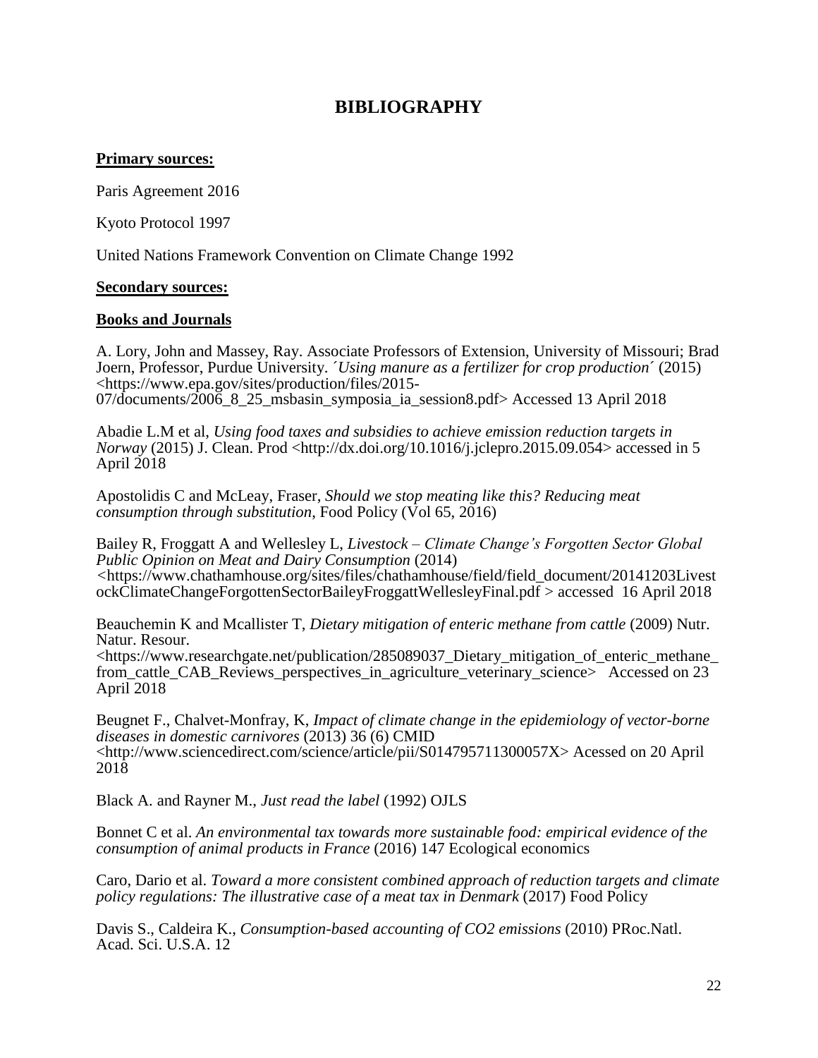# BIBLIOGRAPHY

**Primary sources:**

Paris Agreement 2016

Kyoto Protocol 1997

United Nations Framework Convention on Climate Change 1992

**Secondary sources:**

**Books and Journals**

A. Lory, John and Massey, Ray. Associate Professors of Extension, University of Missouri; Brad Joern, Professor, Purdue University. *´Using manure as a fertilizer for crop production´* (2015) <https://www.epa.gov/sites/production/files/2015-07/documents/2006_8_25_msbasin_symposia_ia_session8.pdf> Accessed 13 April 2018

Abadie L.M et al, *Using food taxes and subsidies to achieve emission reduction targets in Norway* (2015) J. Clean. Prod <http://dx.doi.org/10.1016/j.jclepro.2015.09.054> accessed in 5 April 2018

Apostolidis C and McLeay, Fraser, *Should we stop meating like this? Reducing meat consumption through substitution*, Food Policy (Vol 65, 2016)

Bailey R, Froggatt A and Wellesley L, *Livestock – Climate Change's Forgotten Sector Global Public Opinion on Meat and Dairy Consumption* (2014) <https://www.chathamhouse.org/sites/files/chathamhouse/field/field_document/20141203LivestockClimateChangeForgottenSectorBaileyFroggattWellesleyFinal.pdf > accessed 16 April 2018

Beauchemin K and Mcallister T, *Dietary mitigation of enteric methane from cattle* (2009) Nutr. Natur. Resour. <https://www.researchgate.net/publication/285089037_Dietary_mitigation_of_enteric_methane_from_cattle_CAB_Reviews_perspectives_in_agriculture_veterinary_science> Accessed on 23 April 2018

Beugnet F., Chalvet-Monfray, K, *Impact of climate change in the epidemiology of vector-borne diseases in domestic carnivores* (2013) 36 (6) CMID <http://www.sciencedirect.com/science/article/pii/S014795711300057X> Acessed on 20 April 2018

Black A. and Rayner M., *Just read the label* (1992) OJLS

Bonnet C et al. *An environmental tax towards more sustainable food: empirical evidence of the consumption of animal products in France* (2016) 147 Ecological economics

Caro, Dario et al. *Toward a more consistent combined approach of reduction targets and climate policy regulations: The illustrative case of a meat tax in Denmark* (2017) Food Policy

Davis S., Caldeira K., *Consumption-based accounting of CO2 emissions* (2010) PRoc.Natl. Acad. Sci. U.S.A. 12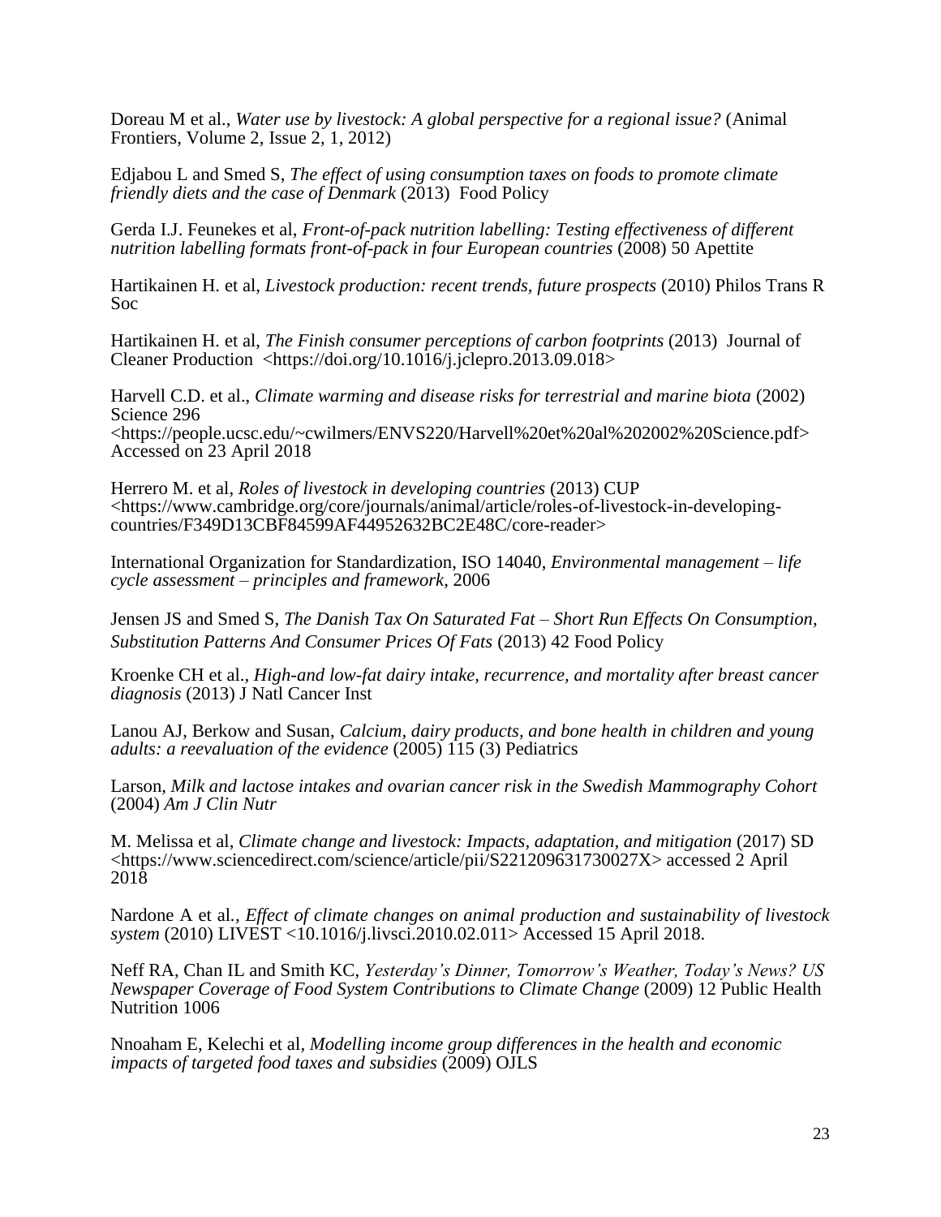Doreau M et al., *Water use by livestock: A global perspective for a regional issue?* (Animal Frontiers, Volume 2, Issue 2, 1, 2012)

Edjabou L and Smed S, *The effect of using consumption taxes on foods to promote climate friendly diets and the case of Denmark* (2013) Food Policy

Gerda I.J. Feunekes et al, *Front-of-pack nutrition labelling: Testing effectiveness of different nutrition labelling formats front-of-pack in four European countries* (2008) 50 Apettite

Hartikainen H. et al, *Livestock production: recent trends, future prospects* (2010) Philos Trans R Soc

Hartikainen H. et al, *The Finish consumer perceptions of carbon footprints* (2013) Journal of Cleaner Production <https://doi.org/10.1016/j.jclepro.2013.09.018>

Harvell C.D. et al., *Climate warming and disease risks for terrestrial and marine biota* (2002) Science 296 <https://people.ucsc.edu/~cwilmers/ENVS220/Harvell%20et%20al%202002%20Science.pdf> Accessed on 23 April 2018

Herrero M. et al, *Roles of livestock in developing countries* (2013) CUP <https://www.cambridge.org/core/journals/animal/article/roles-of-livestock-in-developing-countries/F349D13CBF84599AF44952632BC2E48C/core-reader>

International Organization for Standardization, ISO 14040, *Environmental management – life cycle assessment – principles and framework*, 2006

Jensen JS and Smed S, *The Danish Tax On Saturated Fat – Short Run Effects On Consumption, Substitution Patterns And Consumer Prices Of Fats* (2013) 42 Food Policy

Kroenke CH et al., *High-and low-fat dairy intake, recurrence, and mortality after breast cancer diagnosis* (2013) J Natl Cancer Inst

Lanou AJ, Berkow and Susan, *Calcium, dairy products, and bone health in children and young adults: a reevaluation of the evidence* (2005) 115 (3) Pediatrics

Larson, *Milk and lactose intakes and ovarian cancer risk in the Swedish Mammography Cohort* (2004) *Am J Clin Nutr*

M. Melissa et al, *Climate change and livestock: Impacts, adaptation, and mitigation* (2017) SD <https://www.sciencedirect.com/science/article/pii/S221209631730027X> accessed 2 April 2018

Nardone A et al., *Effect of climate changes on animal production and sustainability of livestock system* (2010) LIVEST <10.1016/j.livsci.2010.02.011> Accessed 15 April 2018.

Neff RA, Chan IL and Smith KC, *Yesterday's Dinner, Tomorrow's Weather, Today's News? US Newspaper Coverage of Food System Contributions to Climate Change* (2009) 12 Public Health Nutrition 1006

Nnoaham E, Kelechi et al, *Modelling income group differences in the health and economic impacts of targeted food taxes and subsidies* (2009) OJLS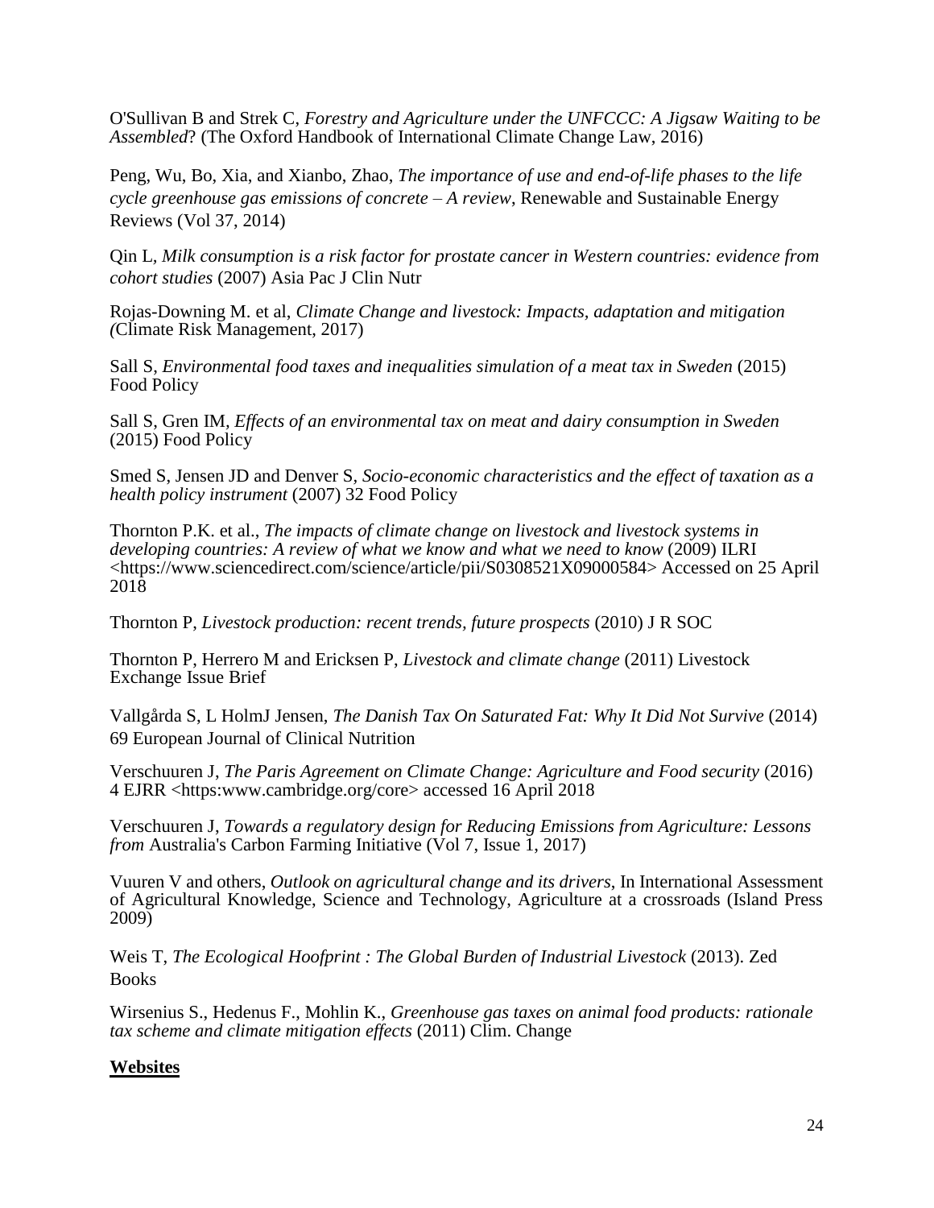O'Sullivan B and Strek C, *Forestry and Agriculture under the UNFCCC: A Jigsaw Waiting to be Assembled*? (The Oxford Handbook of International Climate Change Law, 2016)

Peng, Wu, Bo, Xia, and Xianbo, Zhao, *The importance of use and end-of-life phases to the life cycle greenhouse gas emissions of concrete – A review*, Renewable and Sustainable Energy Reviews (Vol 37, 2014)

Qin L, *Milk consumption is a risk factor for prostate cancer in Western countries: evidence from cohort studies* (2007) Asia Pac J Clin Nutr

Rojas-Downing M. et al, *Climate Change and livestock: Impacts, adaptation and mitigation (*Climate Risk Management, 2017)

Sall S, *Environmental food taxes and inequalities simulation of a meat tax in Sweden* (2015) Food Policy

Sall S, Gren IM, *Effects of an environmental tax on meat and dairy consumption in Sweden* (2015) Food Policy

Smed S, Jensen JD and Denver S, *Socio-economic characteristics and the effect of taxation as a health policy instrument* (2007) 32 Food Policy

Thornton P.K. et al., *The impacts of climate change on livestock and livestock systems in developing countries: A review of what we know and what we need to know* (2009) ILRI <https://www.sciencedirect.com/science/article/pii/S0308521X09000584> Accessed on 25 April 2018

Thornton P, *Livestock production: recent trends, future prospects* (2010) J R SOC

Thornton P, Herrero M and Ericksen P, *Livestock and climate change* (2011) Livestock Exchange Issue Brief

Vallgårda S, L HolmJ Jensen, *The Danish Tax On Saturated Fat: Why It Did Not Survive* (2014) 69 European Journal of Clinical Nutrition

Verschuuren J, *The Paris Agreement on Climate Change: Agriculture and Food security* (2016) 4 EJRR <https:www.cambridge.org/core> accessed 16 April 2018

Verschuuren J, *Towards a regulatory design for Reducing Emissions from Agriculture: Lessons from* Australia's Carbon Farming Initiative (Vol 7, Issue 1, 2017)

Vuuren V and others, *Outlook on agricultural change and its drivers*, In International Assessment of Agricultural Knowledge, Science and Technology, Agriculture at a crossroads (Island Press 2009)

Weis T, *The Ecological Hoofprint : The Global Burden of Industrial Livestock* (2013). Zed Books

Wirsenius S., Hedenus F., Mohlin K., *Greenhouse gas taxes on animal food products: rationale tax scheme and climate mitigation effects* (2011) Clim. Change

**Websites**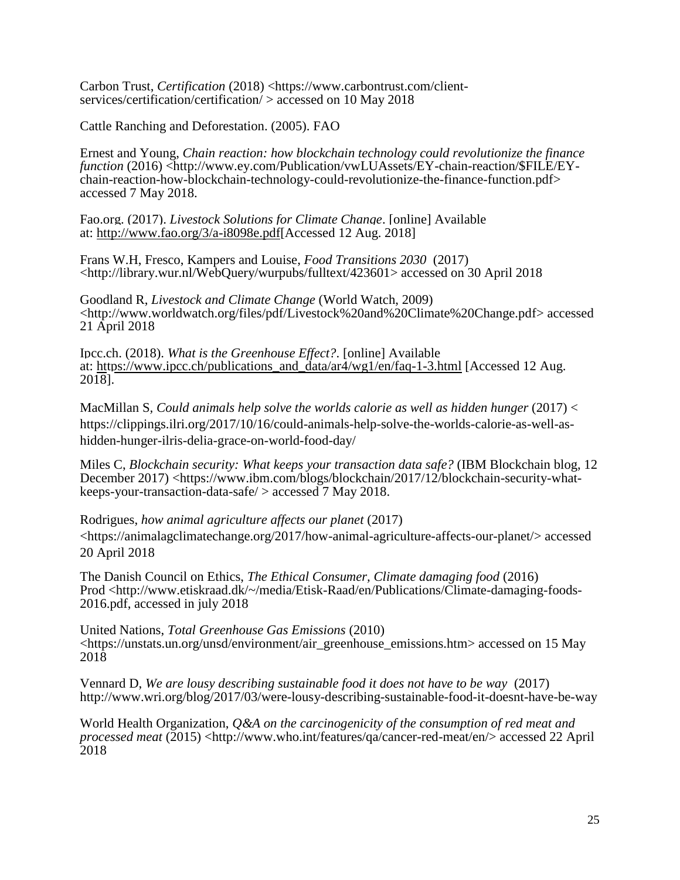Carbon Trust, *Certification* (2018) <https://www.carbontrust.com/client-services/certification/certification/ > accessed on 10 May 2018

Cattle Ranching and Deforestation. (2005). FAO

Ernest and Young, *Chain reaction: how blockchain technology could revolutionize the finance function* (2016) <http://www.ey.com/Publication/vwLUAssets/EY-chain-reaction/$FILE/EY-chain-reaction-how-blockchain-technology-could-revolutionize-the-finance-function.pdf> accessed 7 May 2018.

Fao.org. (2017). *Livestock Solutions for Climate Change*. [online] Available at: http://www.fao.org/3/a-i8098e.pdf[Accessed 12 Aug. 2018]

Frans W.H, Fresco, Kampers and Louise, *Food Transitions 2030* (2017) <http://library.wur.nl/WebQuery/wurpubs/fulltext/423601> accessed on 30 April 2018

Goodland R, *Livestock and Climate Change* (World Watch, 2009) <http://www.worldwatch.org/files/pdf/Livestock%20and%20Climate%20Change.pdf> accessed 21 April 2018

Ipcc.ch. (2018). *What is the Greenhouse Effect?*. [online] Available at: https://www.ipcc.ch/publications_and_data/ar4/wg1/en/faq-1-3.html [Accessed 12 Aug. 2018].

MacMillan S, *Could animals help solve the worlds calorie as well as hidden hunger* (2017) < https://clippings.ilri.org/2017/10/16/could-animals-help-solve-the-worlds-calorie-as-well-as-hidden-hunger-ilris-delia-grace-on-world-food-day/

Miles C, *Blockchain security: What keeps your transaction data safe?* (IBM Blockchain blog, 12 December 2017) <https://www.ibm.com/blogs/blockchain/2017/12/blockchain-security-what-keeps-your-transaction-data-safe/ > accessed 7 May 2018.

Rodrigues, *how animal agriculture affects our planet* (2017) <https://animalagclimatechange.org/2017/how-animal-agriculture-affects-our-planet/> accessed 20 April 2018

The Danish Council on Ethics, *The Ethical Consumer, Climate damaging food* (2016) Prod <http://www.etiskraad.dk/~/media/Etisk-Raad/en/Publications/Climate-damaging-foods-2016.pdf, accessed in july 2018

United Nations, *Total Greenhouse Gas Emissions* (2010) <https://unstats.un.org/unsd/environment/air_greenhouse_emissions.htm> accessed on 15 May 2018

Vennard D, *We are lousy describing sustainable food it does not have to be way* (2017) http://www.wri.org/blog/2017/03/were-lousy-describing-sustainable-food-it-doesnt-have-be-way

World Health Organization, *Q&A on the carcinogenicity of the consumption of red meat and processed meat* (2015) <http://www.who.int/features/qa/cancer-red-meat/en/> accessed 22 April 2018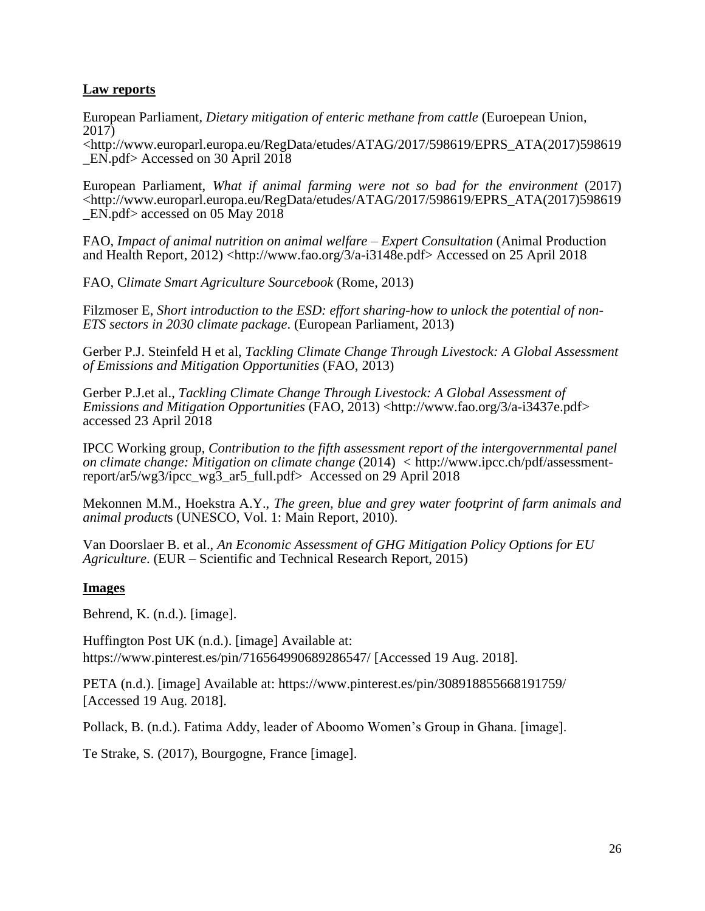**Law reports**

European Parliament, *Dietary mitigation of enteric methane from cattle* (Euroepean Union, 2017) <http://www.europarl.europa.eu/RegData/etudes/ATAG/2017/598619/EPRS_ATA(2017)598619_EN.pdf> Accessed on 30 April 2018

European Parliament, *What if animal farming were not so bad for the environment* (2017) <http://www.europarl.europa.eu/RegData/etudes/ATAG/2017/598619/EPRS_ATA(2017)598619_EN.pdf> accessed on 05 May 2018

FAO, *Impact of animal nutrition on animal welfare – Expert Consultation* (Animal Production and Health Report, 2012) <http://www.fao.org/3/a-i3148e.pdf> Accessed on 25 April 2018

FAO, C*limate Smart Agriculture Sourcebook* (Rome, 2013)

Filzmoser E, *Short introduction to the ESD: effort sharing-how to unlock the potential of non-ETS sectors in 2030 climate package*. (European Parliament, 2013)

Gerber P.J. Steinfeld H et al, *Tackling Climate Change Through Livestock: A Global Assessment of Emissions and Mitigation Opportunities* (FAO, 2013)

Gerber P.J.et al., *Tackling Climate Change Through Livestock: A Global Assessment of Emissions and Mitigation Opportunities* (FAO, 2013) <http://www.fao.org/3/a-i3437e.pdf> accessed 23 April 2018

IPCC Working group, *Contribution to the fifth assessment report of the intergovernmental panel on climate change: Mitigation on climate change* (2014) < http://www.ipcc.ch/pdf/assessment-report/ar5/wg3/ipcc_wg3_ar5_full.pdf> Accessed on 29 April 2018

Mekonnen M.M., Hoekstra A.Y., *The green, blue and grey water footprint of farm animals and animal product*s (UNESCO, Vol. 1: Main Report, 2010).

Van Doorslaer B. et al., *An Economic Assessment of GHG Mitigation Policy Options for EU Agriculture*. (EUR – Scientific and Technical Research Report, 2015)

**Images**

Behrend, K. (n.d.). [image].

Huffington Post UK (n.d.). [image] Available at: https://www.pinterest.es/pin/716564990689286547/ [Accessed 19 Aug. 2018].

PETA (n.d.). [image] Available at: https://www.pinterest.es/pin/308918855668191759/ [Accessed 19 Aug. 2018].

Pollack, B. (n.d.). Fatima Addy, leader of Aboomo Women's Group in Ghana. [image].

Te Strake, S. (2017), Bourgogne, France [image].